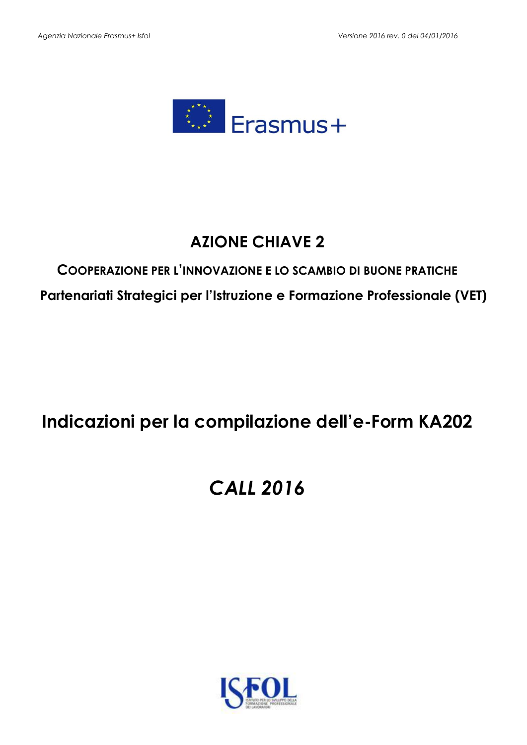# AZIONE CHIAVE 2

## COOPERAZIONE PER L'INNOVAZIONE E LO SCAMBIO DI BUONE PRATICHE

## Partenariati Strategici per l'Istruzione e Formazione Professionale (VET)

# Indicazioni per la compilazione dell'e-Form KA202

# *CALL 2016*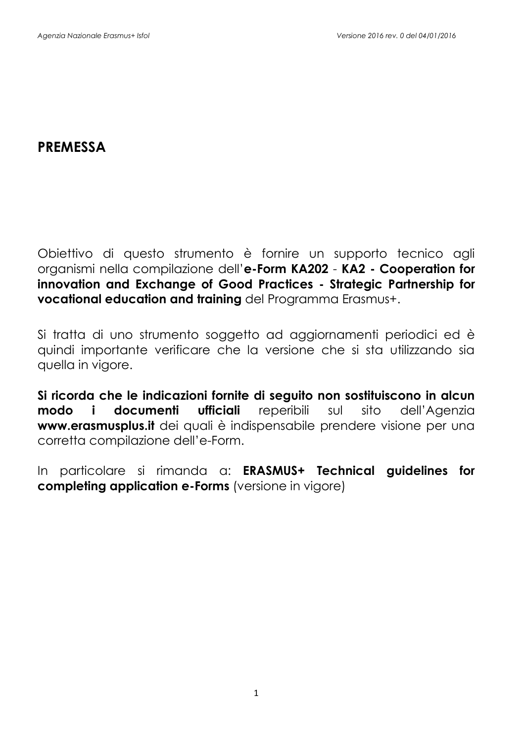# PREMESSA

Obiettivo di questo strumento è fornire un supporto tecnico agli organismi nella compilazione dell'**e-Form KA202** - **KA2 - Cooperation for innovation and Exchange of Good Practices - Strategic Partnership for vocational education and training** del Programma Erasmus+.

Si tratta di uno strumento soggetto ad aggiornamenti periodici ed è quindi importante verificare che la versione che si sta utilizzando sia quella in vigore.

**Si ricorda che le indicazioni fornite di seguito non sostituiscono in alcun modo i documenti ufficiali** reperibili sul sito dell'Agenzia **www.erasmusplus.it** dei quali è indispensabile prendere visione per una corretta compilazione dell'e-Form.

In particolare si rimanda a: **ERASMUS+ Technical guidelines for completing application e-Forms** (versione in vigore)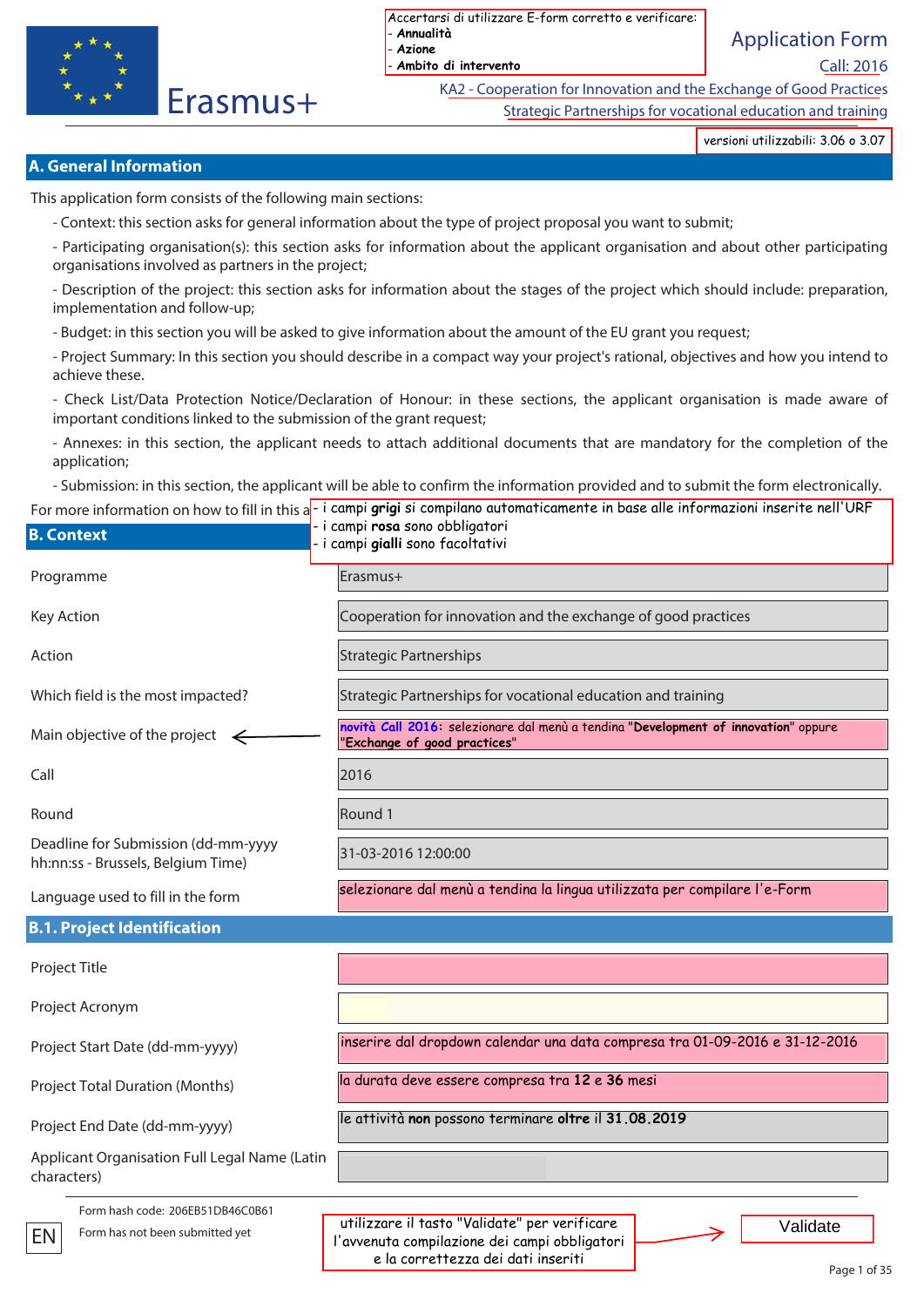Erasmus+

Accertarsi di utilizzare E-form corretto e verificare:
- **Annualità**
- **Azione**
- **Ambito di intervento**

Application Form

Call: 2016

KA2 - Cooperation for Innovation and the Exchange of Good Practices

Strategic Partnerships for vocational education and training

versioni utilizzabili: 3.06 o 3.07

## A. General Information

This application form consists of the following main sections:

- Context: this section asks for general information about the type of project proposal you want to submit;
- Participating organisation(s): this section asks for information about the applicant organisation and about other participating organisations involved as partners in the project;
- Description of the project: this section asks for information about the stages of the project which should include: preparation, implementation and follow-up;
- Budget: in this section you will be asked to give information about the amount of the EU grant you request;
- Project Summary: In this section you should describe in a compact way your project's rational, objectives and how you intend to achieve these.
- Check List/Data Protection Notice/Declaration of Honour: in these sections, the applicant organisation is made aware of important conditions linked to the submission of the grant request;
- Annexes: in this section, the applicant needs to attach additional documents that are mandatory for the completion of the application;
- Submission: in this section, the applicant will be able to confirm the information provided and to submit the form electronically.

For more information on how to fill in this a

- i campi **grigi** si compilano automaticamente in base alle informazioni inserite nell'URF
- i campi **rosa** sono obbligatori
- i campi **gialli** sono facoltativi

## B. Context

| | |
|---|---|
| Programme | Erasmus+ |
| Key Action | Cooperation for innovation and the exchange of good practices |
| Action | Strategic Partnerships |
| Which field is the most impacted? | Strategic Partnerships for vocational education and training |
| Main objective of the project | **novità Call 2016:** selezionare dal menù a tendina "**Development of innovation**" oppure "**Exchange of good practices**" |
| Call | 2016 |
| Round | Round 1 |
| Deadline for Submission (dd-mm-yyyy hh:nn:ss - Brussels, Belgium Time) | 31-03-2016 12:00:00 |
| Language used to fill in the form | selezionare dal menù a tendina la lingua utilizzata per compilare l'e-Form |

## B.1. Project Identification

| | |
|---|---|
| Project Title | |
| Project Acronym | |
| Project Start Date (dd-mm-yyyy) | inserire dal dropdown calendar una data compresa tra 01-09-2016 e 31-12-2016 |
| Project Total Duration (Months) | la durata deve essere compresa tra **12** e **36** mesi |
| Project End Date (dd-mm-yyyy) | le attività **non** possono terminare **oltre** il **31.08.2019** |
| Applicant Organisation Full Legal Name (Latin characters) | |

Form hash code: 206EB51DB46C0B61

Form has not been submitted yet

EN

utilizzare il tasto "Validate" per verificare l'avvenuta compilazione dei campi obbligatori e la correttezza dei dati inseriti

Validate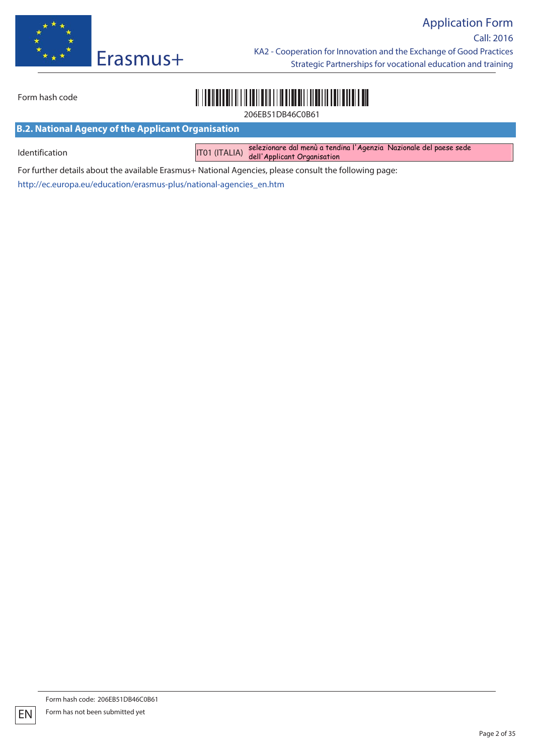Form hash code 206EB51DB46C0B61

## B.2. National Agency of the Applicant Organisation

| Identification | IT01 (ITALIA) | selezionare dal menù a tendina l'Agenzia Nazionale del paese sede dell'Applicant Organisation |
|---|---|---|

For further details about the available Erasmus+ National Agencies, please consult the following page:

http://ec.europa.eu/education/erasmus-plus/national-agencies_en.htm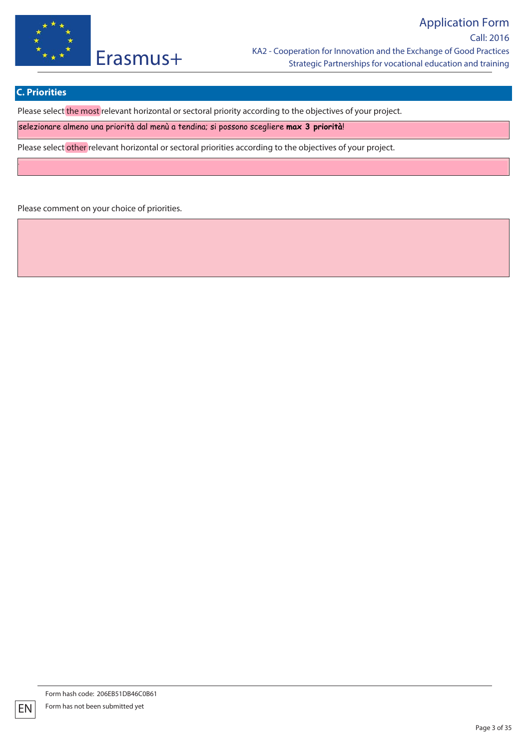## C. Priorities

Please select the most relevant horizontal or sectoral priority according to the objectives of your project.

selezionare almeno una priorità dal menù a tendina; si possono scegliere **max 3 priorità**!

Please select other relevant horizontal or sectoral priorities according to the objectives of your project.

Please comment on your choice of priorities.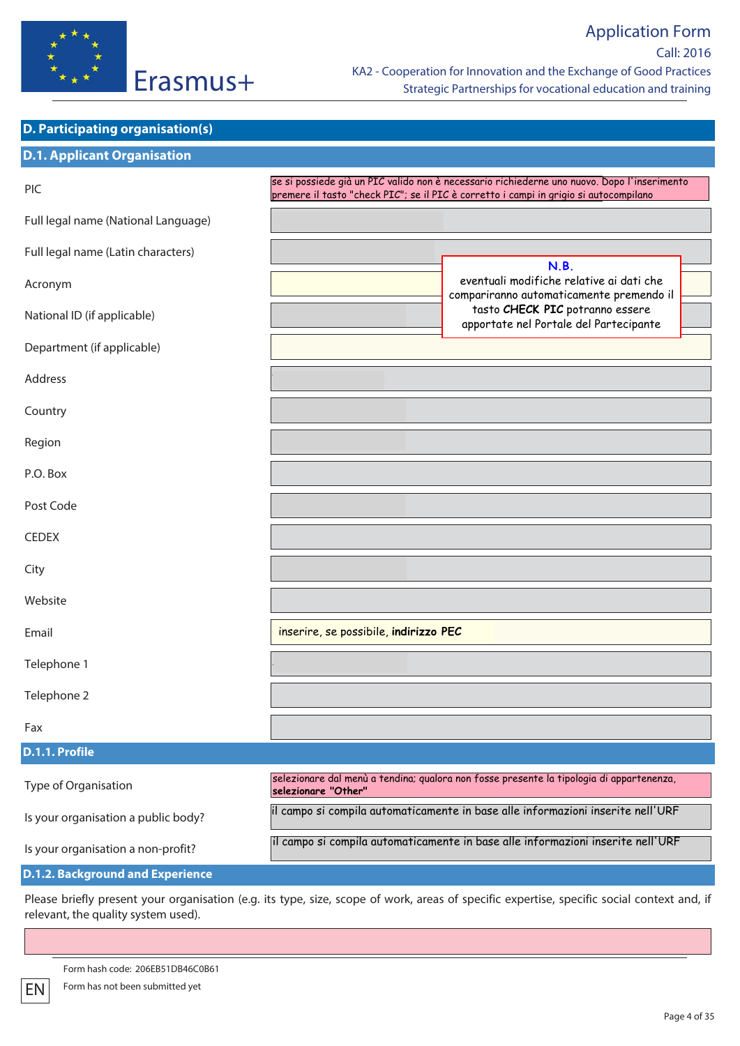## D. Participating organisation(s)

### D.1. Applicant Organisation

| | |
|---|---|
| PIC | se si possiede già un PIC valido non è necessario richiederne uno nuovo. Dopo l'inserimento premere il tasto "check PIC"; se il PIC è corretto i campi in grigio si autocompilano |
| Full legal name (National Language) | |
| Full legal name (Latin characters) | |
| Acronym | |
| National ID (if applicable) | |
| Department (if applicable) | |
| Address | |
| Country | |
| Region | |
| P.O. Box | |
| Post Code | |
| CEDEX | |
| City | |
| Website | |
| Email | inserire, se possibile, **indirizzo PEC** |
| Telephone 1 | |
| Telephone 2 | |
| Fax | |

**N.B.**
eventuali modifiche relative ai dati che compariranno automaticamente premendo il tasto **CHECK PIC** potranno essere apportate nel Portale del Partecipante

### D.1.1. Profile

| | |
|---|---|
| Type of Organisation | selezionare dal menù a tendina; qualora non fosse presente la tipologia di appartenenza, **selezionare "Other"** |
| Is your organisation a public body? | il campo si compila automaticamente in base alle informazioni inserite nell'URF |
| Is your organisation a non-profit? | il campo si compila automaticamente in base alle informazioni inserite nell'URF |

### D.1.2. Background and Experience

Please briefly present your organisation (e.g. its type, size, scope of work, areas of specific expertise, specific social context and, if relevant, the quality system used).

Form hash code: 206EB51DB46C0B61

Form has not been submitted yet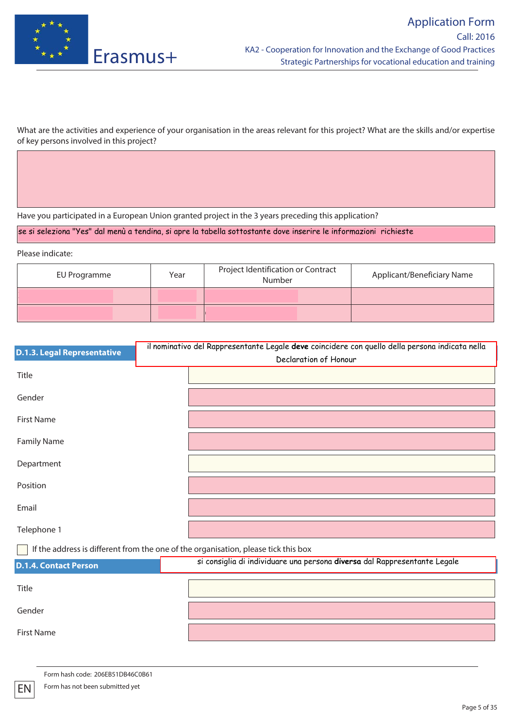What are the activities and experience of your organisation in the areas relevant for this project? What are the skills and/or expertise of key persons involved in this project?

Have you participated in a European Union granted project in the 3 years preceding this application?

se si seleziona "Yes" dal menù a tendina, si apre la tabella sottostante dove inserire le informazioni richieste

Please indicate:

| EU Programme | Year | Project Identification or Contract Number | Applicant/Beneficiary Name |
|---|---|---|---|
| | | | |
| | | | |

### D.1.3. Legal Representative

il nominativo del Rappresentante Legale **deve** coincidere con quello della persona indicata nella Declaration of Honour

| | |
|---|---|
| Title | |
| Gender | |
| First Name | |
| Family Name | |
| Department | |
| Position | |
| Email | |
| Telephone 1 | |

☐ If the address is different from the one of the organisation, please tick this box

### D.1.4. Contact Person

si consiglia di individuare una persona **diversa** dal Rappresentante Legale

| | |
|---|---|
| Title | |
| Gender | |
| First Name | |

Form hash code: 206EB51DB46C0B61

Form has not been submitted yet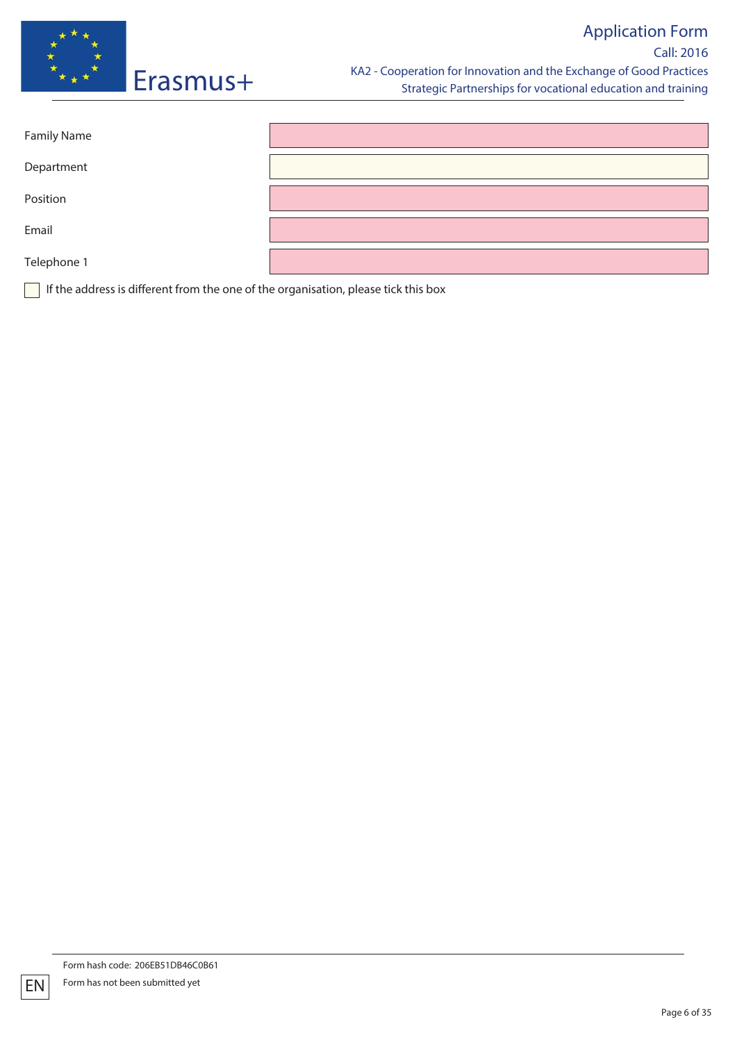| Field | Value |
| --- | --- |
| Family Name | |
| Department | |
| Position | |
| Email | |
| Telephone 1 | |

☐ If the address is different from the one of the organisation, please tick this box

Form hash code: 206EB51DB46C0B61

Form has not been submitted yet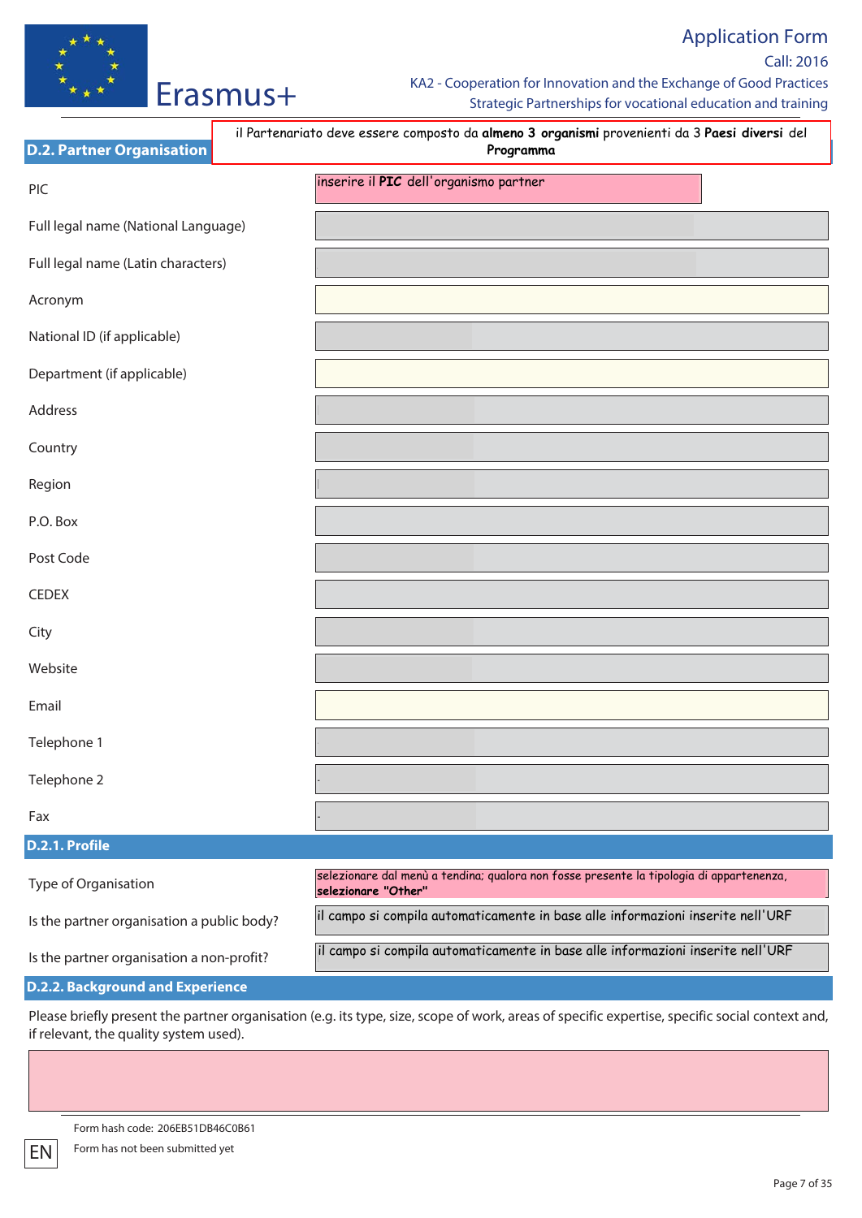## D.2. Partner Organisation

il Partenariato deve essere composto da **almeno 3 organismi** provenienti da 3 **Paesi diversi** del **Programma**

| | |
|---|---|
| PIC | inserire il **PIC** dell'organismo partner |
| Full legal name (National Language) | |
| Full legal name (Latin characters) | |
| Acronym | |
| National ID (if applicable) | |
| Department (if applicable) | |
| Address | |
| Country | |
| Region | |
| P.O. Box | |
| Post Code | |
| CEDEX | |
| City | |
| Website | |
| Email | |
| Telephone 1 | |
| Telephone 2 | - |
| Fax | - |

### D.2.1. Profile

| | |
|---|---|
| Type of Organisation | selezionare dal menù a tendina; qualora non fosse presente la tipologia di appartenenza, **selezionare "Other"** |
| Is the partner organisation a public body? | il campo si compila automaticamente in base alle informazioni inserite nell'URF |
| Is the partner organisation a non-profit? | il campo si compila automaticamente in base alle informazioni inserite nell'URF |

### D.2.2. Background and Experience

Please briefly present the partner organisation (e.g. its type, size, scope of work, areas of specific expertise, specific social context and, if relevant, the quality system used).

Form hash code: 206EB51DB46C0B61

EN

Form has not been submitted yet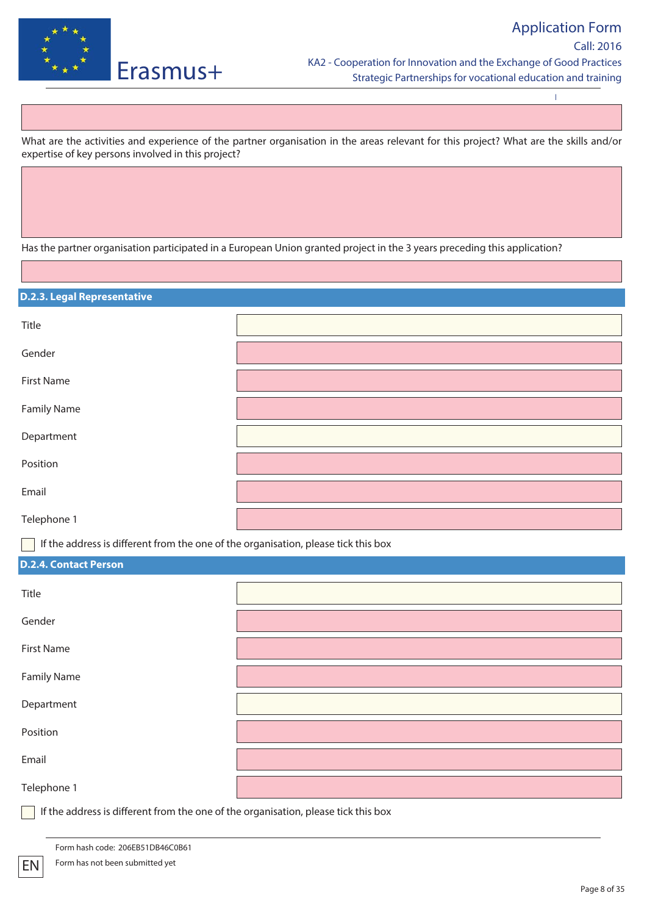What are the activities and experience of the partner organisation in the areas relevant for this project? What are the skills and/or expertise of key persons involved in this project?

Has the partner organisation participated in a European Union granted project in the 3 years preceding this application?

### D.2.3. Legal Representative

| | |
|---|---|
| Title | |
| Gender | |
| First Name | |
| Family Name | |
| Department | |
| Position | |
| Email | |
| Telephone 1 | |

☐ If the address is different from the one of the organisation, please tick this box

### D.2.4. Contact Person

| | |
|---|---|
| Title | |
| Gender | |
| First Name | |
| Family Name | |
| Department | |
| Position | |
| Email | |
| Telephone 1 | |

☐ If the address is different from the one of the organisation, please tick this box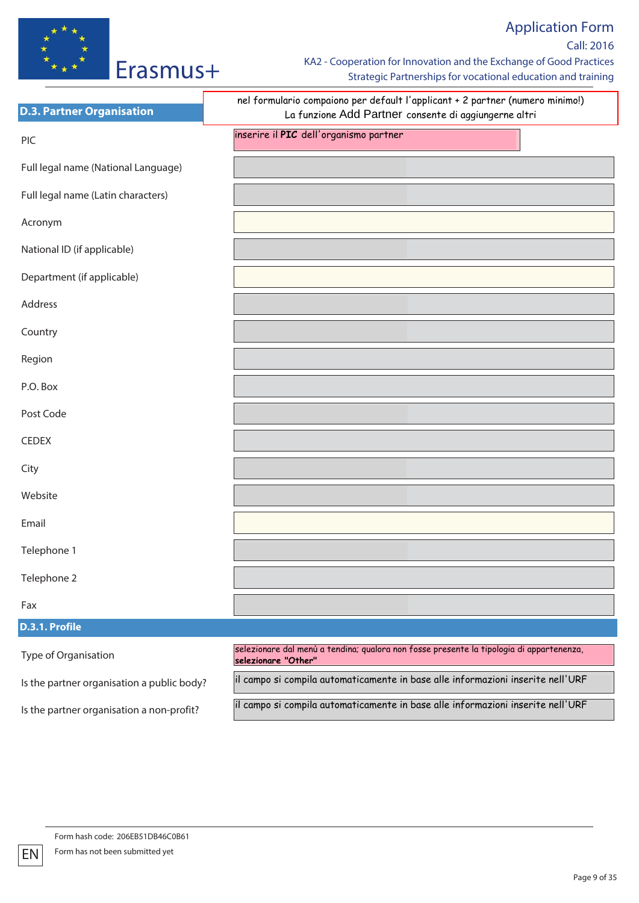## D.3. Partner Organisation

nel formulario compaiono per default l'applicant + 2 partner (numero minimo!)
La funzione Add Partner consente di aggiungerne altri

| | |
|---|---|
| PIC | inserire il **PIC** dell'organismo partner |
| Full legal name (National Language) | |
| Full legal name (Latin characters) | |
| Acronym | |
| National ID (if applicable) | |
| Department (if applicable) | |
| Address | |
| Country | |
| Region | |
| P.O. Box | |
| Post Code | |
| CEDEX | |
| City | |
| Website | |
| Email | |
| Telephone 1 | |
| Telephone 2 | |
| Fax | |

### D.3.1. Profile

| | |
|---|---|
| Type of Organisation | selezionare dal menù a tendina; qualora non fosse presente la tipologia di appartenenza, **selezionare "Other"** |
| Is the partner organisation a public body? | il campo si compila automaticamente in base alle informazioni inserite nell'URF |
| Is the partner organisation a non-profit? | il campo si compila automaticamente in base alle informazioni inserite nell'URF |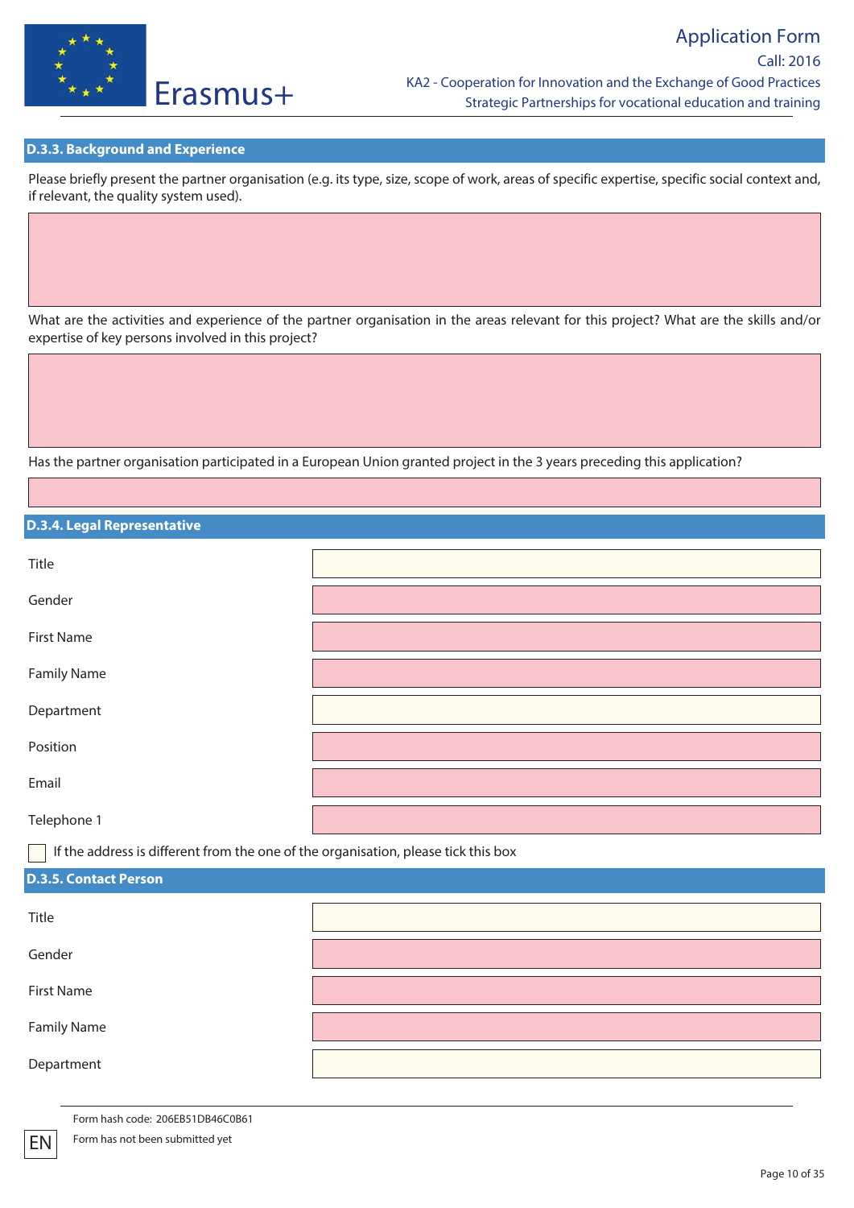### D.3.3. Background and Experience

Please briefly present the partner organisation (e.g. its type, size, scope of work, areas of specific expertise, specific social context and, if relevant, the quality system used).

What are the activities and experience of the partner organisation in the areas relevant for this project? What are the skills and/or expertise of key persons involved in this project?

Has the partner organisation participated in a European Union granted project in the 3 years preceding this application?

### D.3.4. Legal Representative

| | |
|---|---|
| Title | |
| Gender | |
| First Name | |
| Family Name | |
| Department | |
| Position | |
| Email | |
| Telephone 1 | |

☐ If the address is different from the one of the organisation, please tick this box

### D.3.5. Contact Person

| | |
|---|---|
| Title | |
| Gender | |
| First Name | |
| Family Name | |
| Department | |

Form hash code: 206EB51DB46C0B61

Form has not been submitted yet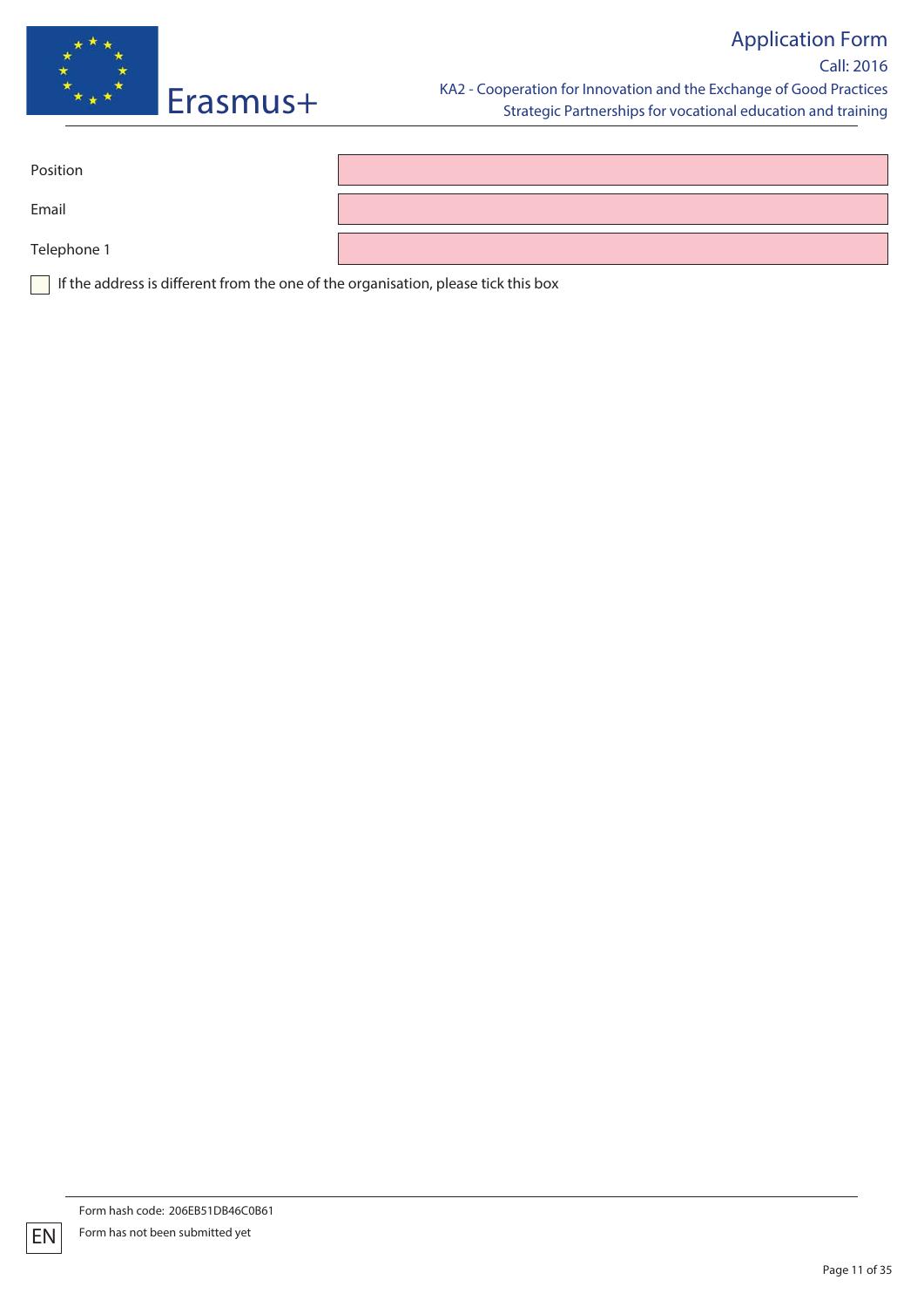| | |
|---|---|
| Position | |
| Email | |
| Telephone 1 | |

☐ If the address is different from the one of the organisation, please tick this box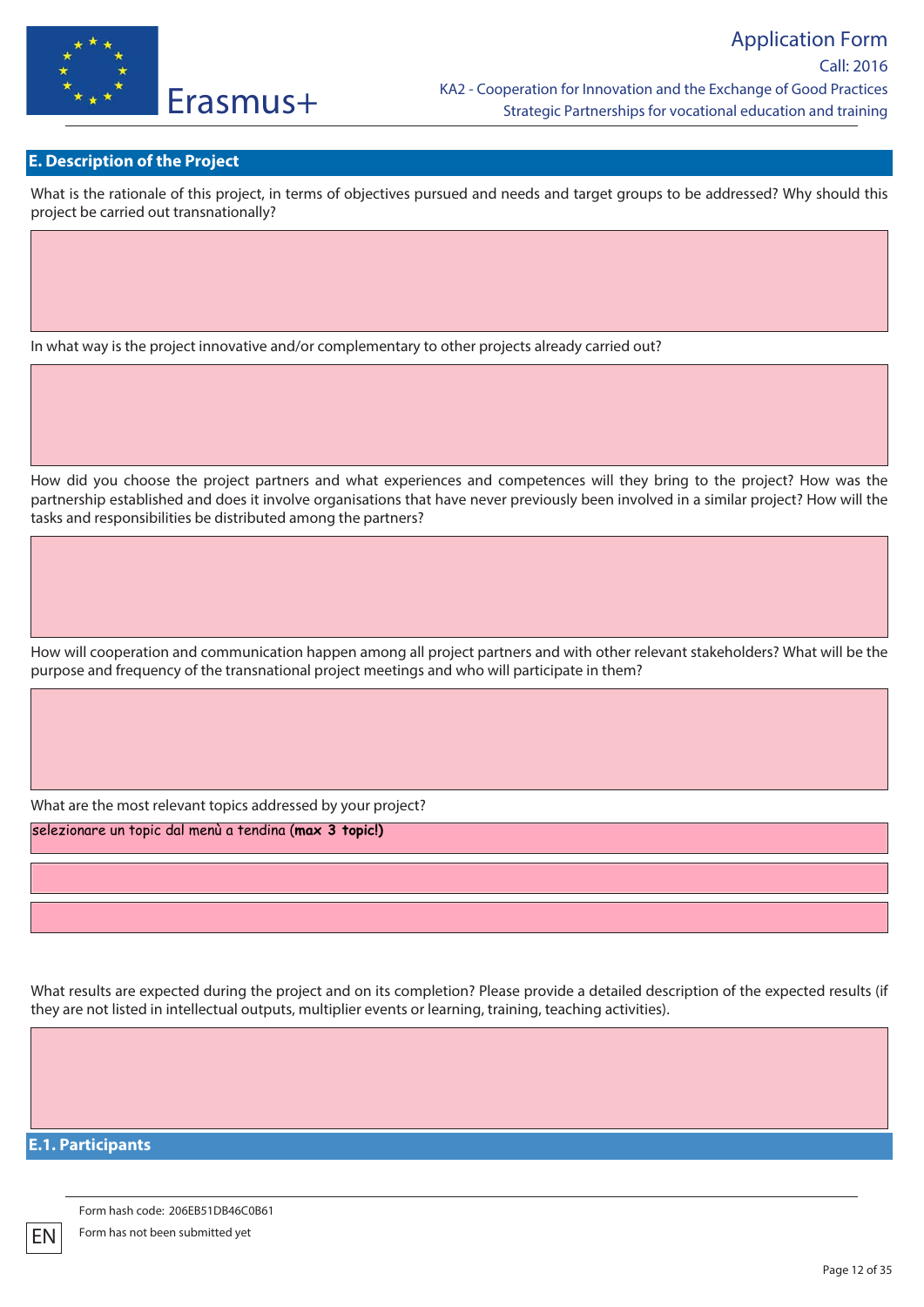## E. Description of the Project

What is the rationale of this project, in terms of objectives pursued and needs and target groups to be addressed? Why should this project be carried out transnationally?

In what way is the project innovative and/or complementary to other projects already carried out?

How did you choose the project partners and what experiences and competences will they bring to the project? How was the partnership established and does it involve organisations that have never previously been involved in a similar project? How will the tasks and responsibilities be distributed among the partners?

How will cooperation and communication happen among all project partners and with other relevant stakeholders? What will be the purpose and frequency of the transnational project meetings and who will participate in them?

What are the most relevant topics addressed by your project?

selezionare un topic dal menù a tendina (**max 3 topic!)**

What results are expected during the project and on its completion? Please provide a detailed description of the expected results (if they are not listed in intellectual outputs, multiplier events or learning, training, teaching activities).

## E.1. Participants

Form hash code: 206EB51DB46C0B61

Form has not been submitted yet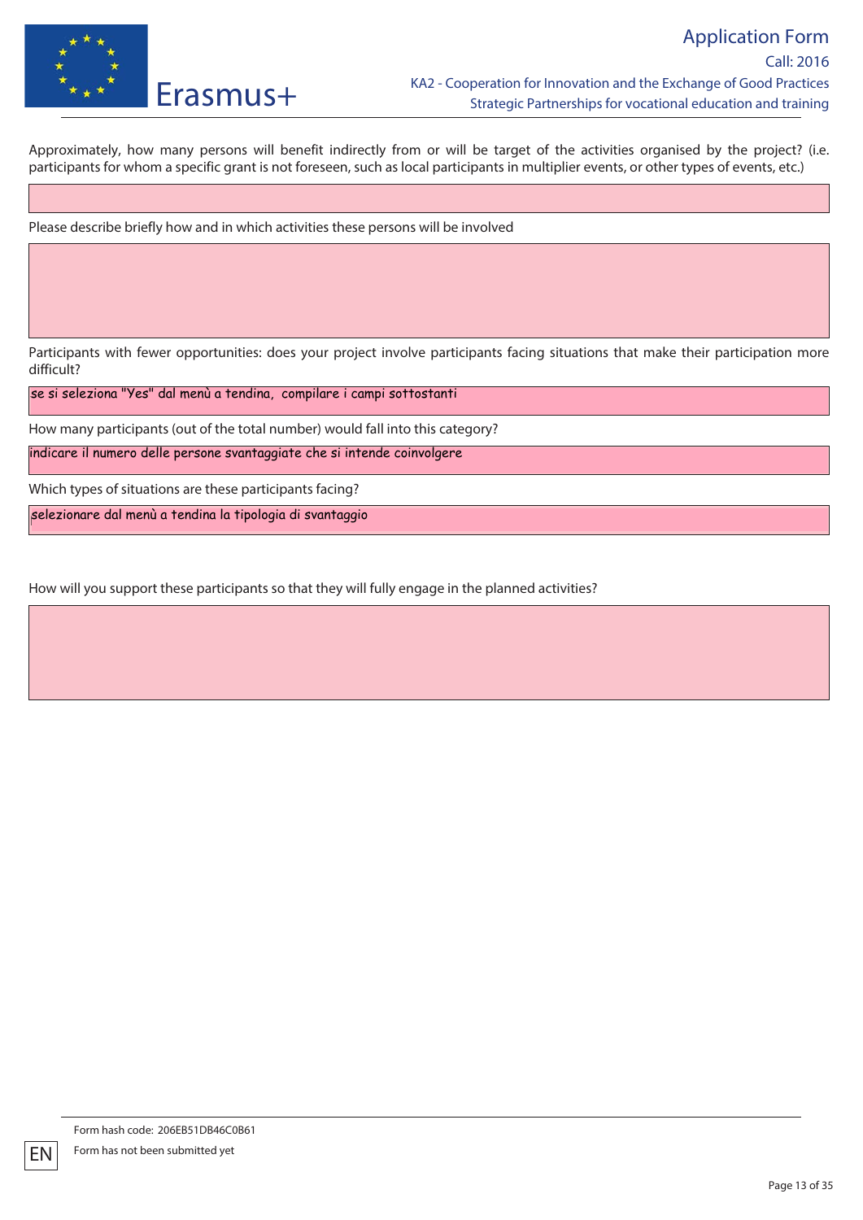Approximately, how many persons will benefit indirectly from or will be target of the activities organised by the project? (i.e. participants for whom a specific grant is not foreseen, such as local participants in multiplier events, or other types of events, etc.)

Please describe briefly how and in which activities these persons will be involved

Participants with fewer opportunities: does your project involve participants facing situations that make their participation more difficult?

se si seleziona "Yes" dal menù a tendina, compilare i campi sottostanti

How many participants (out of the total number) would fall into this category?

indicare il numero delle persone svantaggiate che si intende coinvolgere

Which types of situations are these participants facing?

selezionare dal menù a tendina la tipologia di svantaggio

How will you support these participants so that they will fully engage in the planned activities?

Form hash code: 206EB51DB46C0B61

Form has not been submitted yet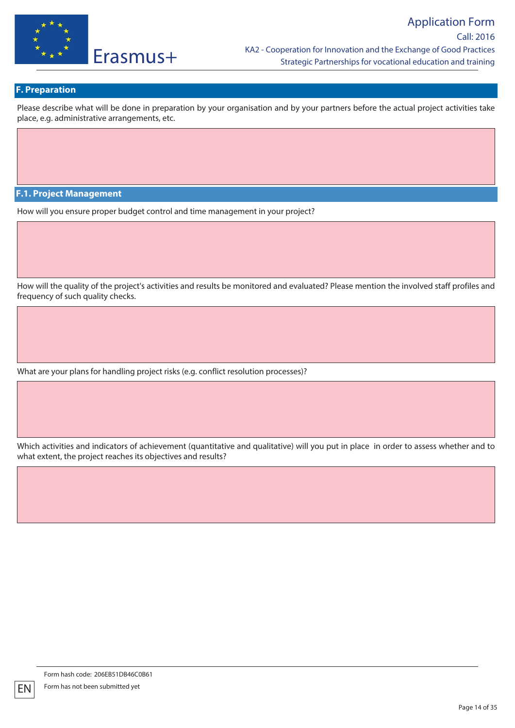## F. Preparation

Please describe what will be done in preparation by your organisation and by your partners before the actual project activities take place, e.g. administrative arrangements, etc.

### F.1. Project Management

How will you ensure proper budget control and time management in your project?

How will the quality of the project's activities and results be monitored and evaluated? Please mention the involved staff profiles and frequency of such quality checks.

What are your plans for handling project risks (e.g. conflict resolution processes)?

Which activities and indicators of achievement (quantitative and qualitative) will you put in place in order to assess whether and to what extent, the project reaches its objectives and results?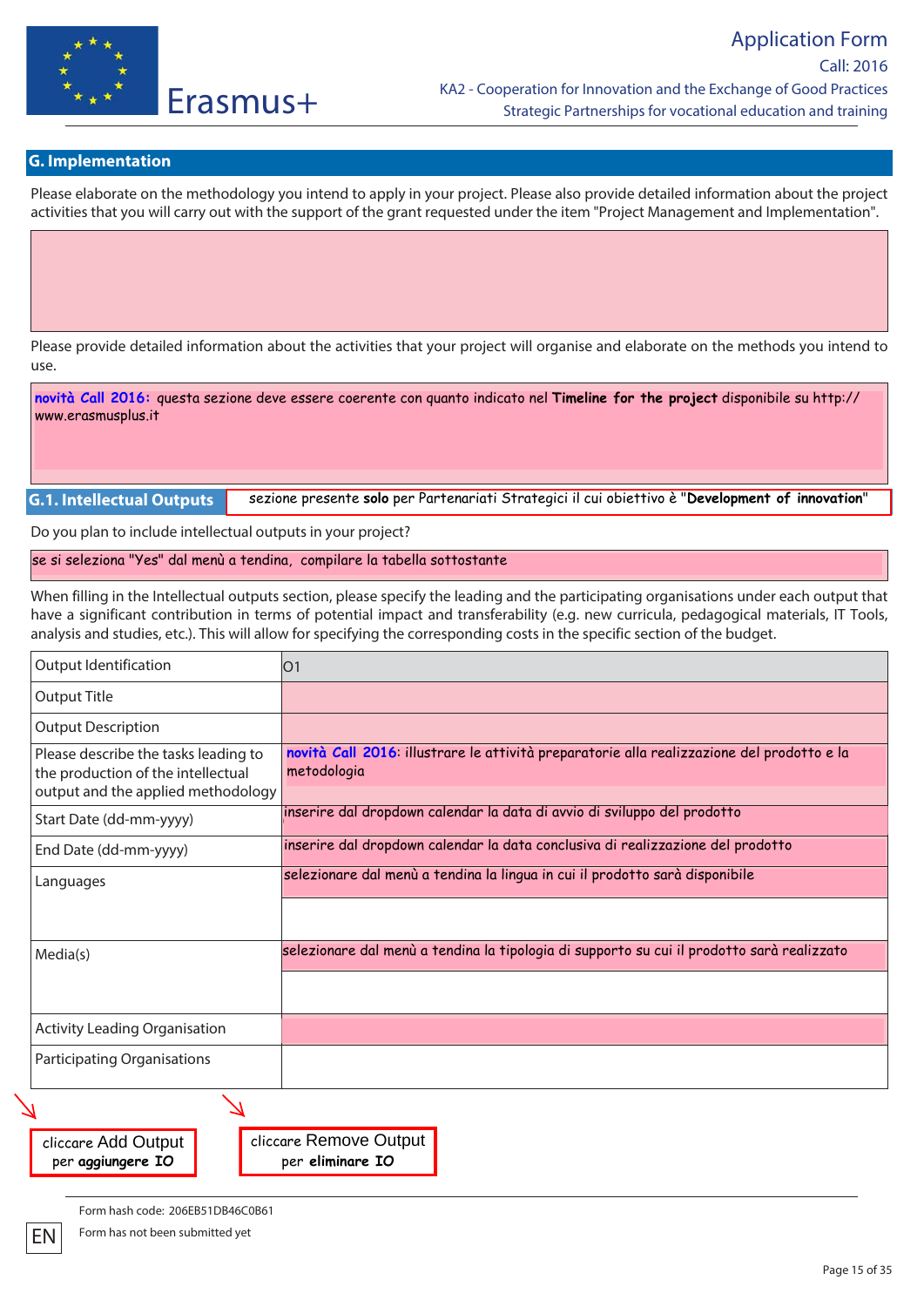## G. Implementation

Please elaborate on the methodology you intend to apply in your project. Please also provide detailed information about the project activities that you will carry out with the support of the grant requested under the item "Project Management and Implementation".

Please provide detailed information about the activities that your project will organise and elaborate on the methods you intend to use.

**novità Call 2016:** questa sezione deve essere coerente con quanto indicato nel **Timeline for the project** disponibile su http://www.erasmusplus.it

### G.1. Intellectual Outputs

sezione presente **solo** per Partenariati Strategici il cui obiettivo è "**Development of innovation**"

Do you plan to include intellectual outputs in your project?

se si seleziona "Yes" dal menù a tendina, compilare la tabella sottostante

When filling in the Intellectual outputs section, please specify the leading and the participating organisations under each output that have a significant contribution in terms of potential impact and transferability (e.g. new curricula, pedagogical materials, IT Tools, analysis and studies, etc.). This will allow for specifying the corresponding costs in the specific section of the budget.

| | |
|---|---|
| Output Identification | O1 |
| Output Title | |
| Output Description | |
| Please describe the tasks leading to the production of the intellectual output and the applied methodology | **novità Call 2016**: illustrare le attività preparatorie alla realizzazione del prodotto e la metodologia |
| Start Date (dd-mm-yyyy) | inserire dal dropdown calendar la data di avvio di sviluppo del prodotto |
| End Date (dd-mm-yyyy) | inserire dal dropdown calendar la data conclusiva di realizzazione del prodotto |
| Languages | selezionare dal menù a tendina la lingua in cui il prodotto sarà disponibile |
| Media(s) | selezionare dal menù a tendina la tipologia di supporto su cui il prodotto sarà realizzato |
| Activity Leading Organisation | |
| Participating Organisations | |

cliccare Add Output per **aggiungere IO**

cliccare Remove Output per **eliminare IO**

Form hash code: 206EB51DB46C0B61

Form has not been submitted yet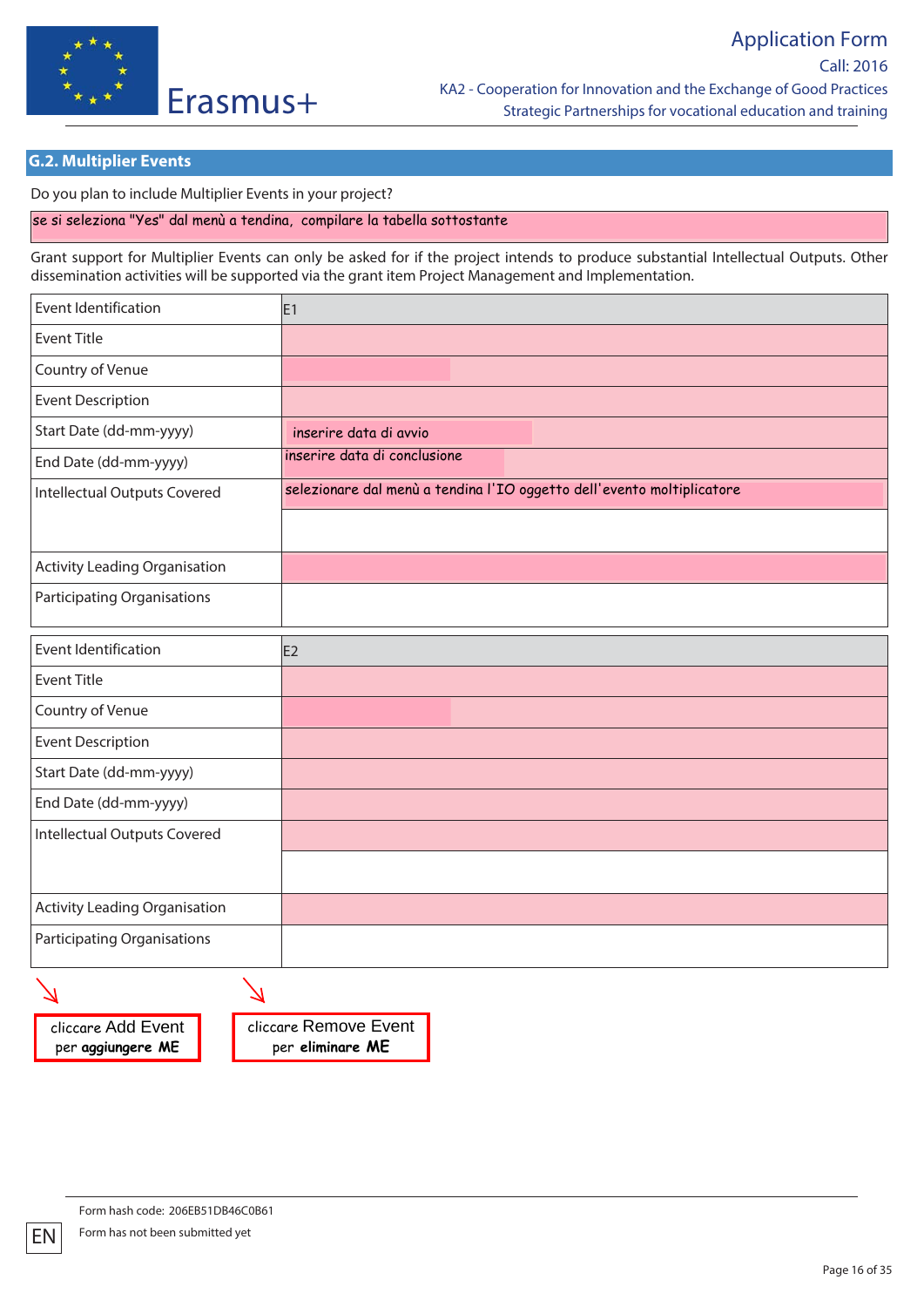## G.2. Multiplier Events

Do you plan to include Multiplier Events in your project?

se si seleziona "Yes" dal menù a tendina, compilare la tabella sottostante

Grant support for Multiplier Events can only be asked for if the project intends to produce substantial Intellectual Outputs. Other dissemination activities will be supported via the grant item Project Management and Implementation.

| Event Identification | E1 |
|---|---|
| Event Title | |
| Country of Venue | |
| Event Description | |
| Start Date (dd-mm-yyyy) | inserire data di avvio |
| End Date (dd-mm-yyyy) | inserire data di conclusione |
| Intellectual Outputs Covered | selezionare dal menù a tendina l'IO oggetto dell'evento moltiplicatore |
| Activity Leading Organisation | |
| Participating Organisations | |

| Event Identification | E2 |
|---|---|
| Event Title | |
| Country of Venue | |
| Event Description | |
| Start Date (dd-mm-yyyy) | |
| End Date (dd-mm-yyyy) | |
| Intellectual Outputs Covered | |
| Activity Leading Organisation | |
| Participating Organisations | |

cliccare Add Event per **aggiungere ME**

cliccare Remove Event per **eliminare ME**

Form hash code: 206EB51DB46C0B61

Form has not been submitted yet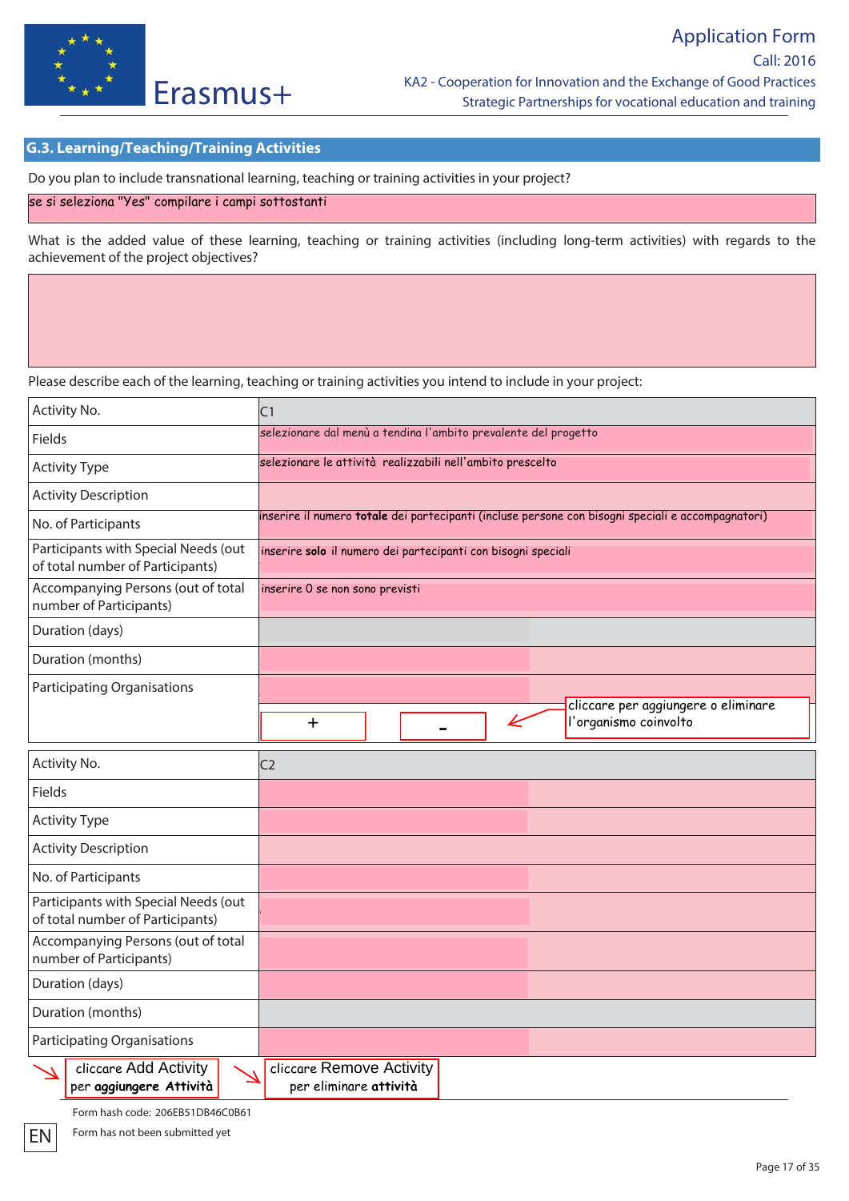## G.3. Learning/Teaching/Training Activities

Do you plan to include transnational learning, teaching or training activities in your project?

se si seleziona "Yes" compilare i campi sottostanti

What is the added value of these learning, teaching or training activities (including long-term activities) with regards to the achievement of the project objectives?

Please describe each of the learning, teaching or training activities you intend to include in your project:

| Activity No. | C1 |
|---|---|
| Fields | selezionare dal menù a tendina l'ambito prevalente del progetto |
| Activity Type | selezionare le attività realizzabili nell'ambito prescelto |
| Activity Description | |
| No. of Participants | inserire il numero **totale** dei partecipanti (incluse persone con bisogni speciali e accompagnatori) |
| Participants with Special Needs (out of total number of Participants) | inserire **solo** il numero dei partecipanti con bisogni speciali |
| Accompanying Persons (out of total number of Participants) | inserire 0 se non sono previsti |
| Duration (days) | |
| Duration (months) | |
| Participating Organisations | + - cliccare per aggiungere o eliminare l'organismo coinvolto |

| Activity No. | C2 |
|---|---|
| Fields | |
| Activity Type | |
| Activity Description | |
| No. of Participants | |
| Participants with Special Needs (out of total number of Participants) | |
| Accompanying Persons (out of total number of Participants) | |
| Duration (days) | |
| Duration (months) | |
| Participating Organisations | |

cliccare Add Activity per **aggiungere Attività**

cliccare Remove Activity per eliminare **attività**

Form hash code: 206EB51DB46C0B61

Form has not been submitted yet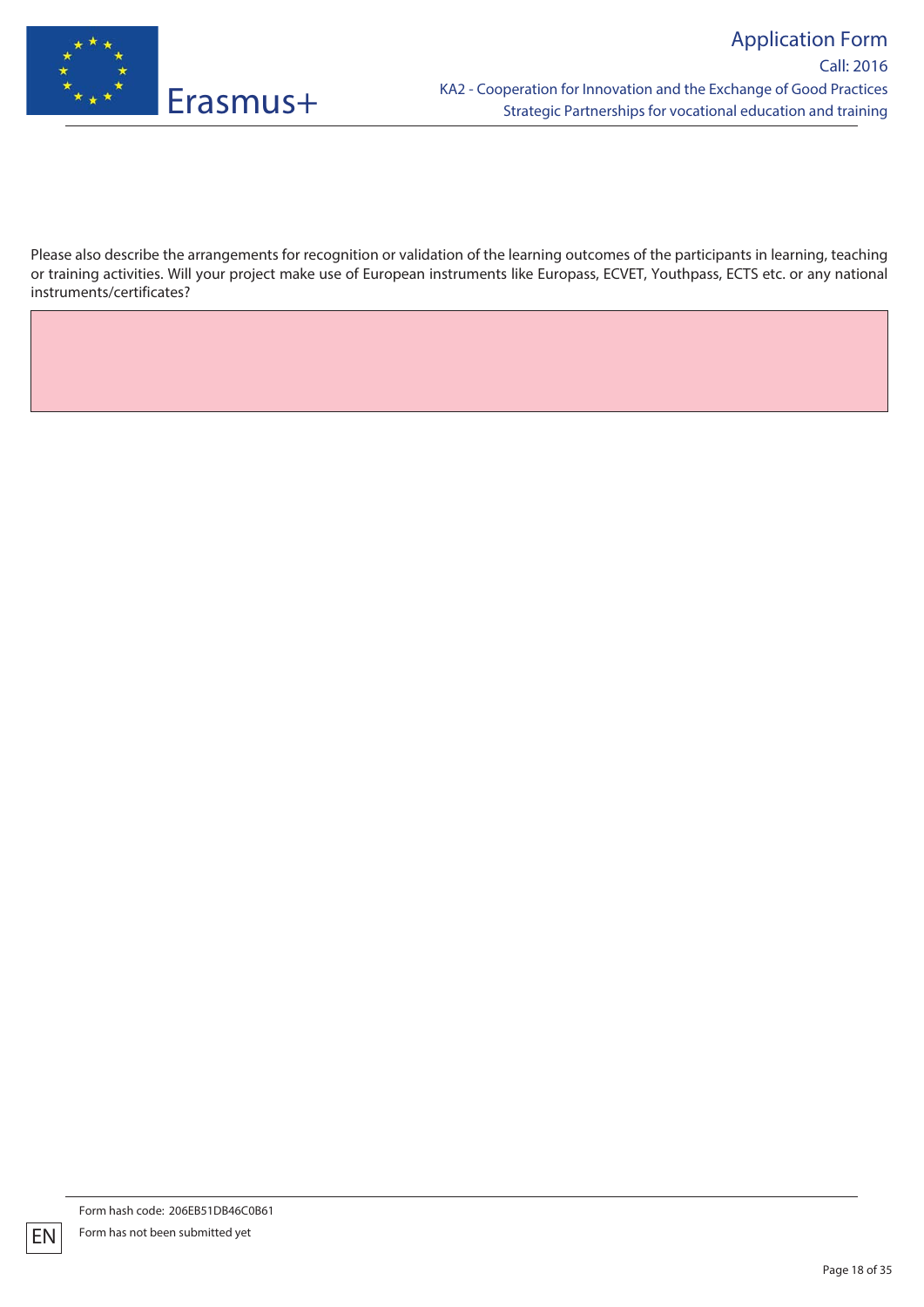Please also describe the arrangements for recognition or validation of the learning outcomes of the participants in learning, teaching or training activities. Will your project make use of European instruments like Europass, ECVET, Youthpass, ECTS etc. or any national instruments/certificates?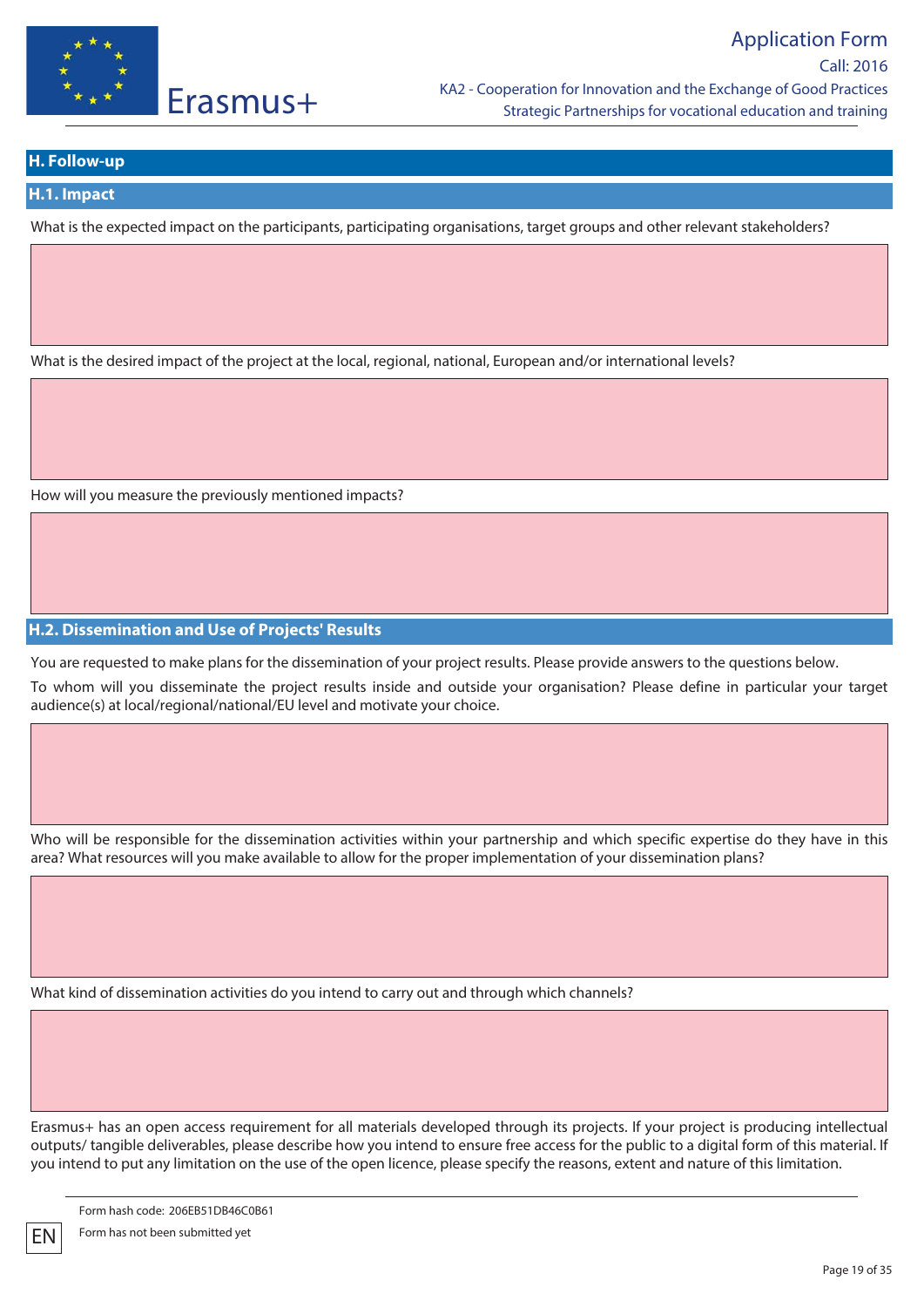## H. Follow-up

### H.1. Impact

What is the expected impact on the participants, participating organisations, target groups and other relevant stakeholders?

What is the desired impact of the project at the local, regional, national, European and/or international levels?

How will you measure the previously mentioned impacts?

### H.2. Dissemination and Use of Projects' Results

You are requested to make plans for the dissemination of your project results. Please provide answers to the questions below.

To whom will you disseminate the project results inside and outside your organisation? Please define in particular your target audience(s) at local/regional/national/EU level and motivate your choice.

Who will be responsible for the dissemination activities within your partnership and which specific expertise do they have in this area? What resources will you make available to allow for the proper implementation of your dissemination plans?

What kind of dissemination activities do you intend to carry out and through which channels?

Erasmus+ has an open access requirement for all materials developed through its projects. If your project is producing intellectual outputs/ tangible deliverables, please describe how you intend to ensure free access for the public to a digital form of this material. If you intend to put any limitation on the use of the open licence, please specify the reasons, extent and nature of this limitation.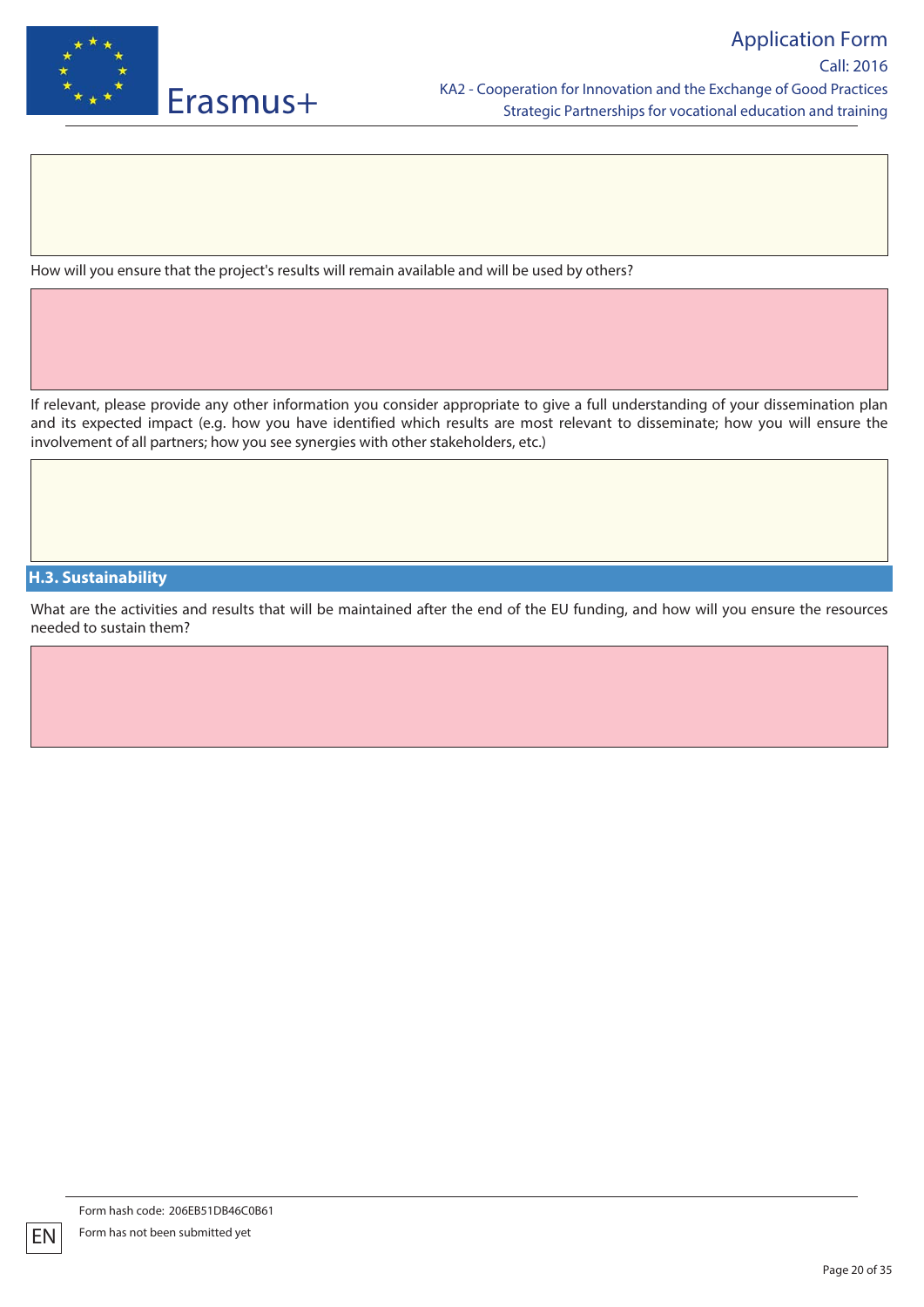How will you ensure that the project's results will remain available and will be used by others?

If relevant, please provide any other information you consider appropriate to give a full understanding of your dissemination plan and its expected impact (e.g. how you have identified which results are most relevant to disseminate; how you will ensure the involvement of all partners; how you see synergies with other stakeholders, etc.)

### H.3. Sustainability

What are the activities and results that will be maintained after the end of the EU funding, and how will you ensure the resources needed to sustain them?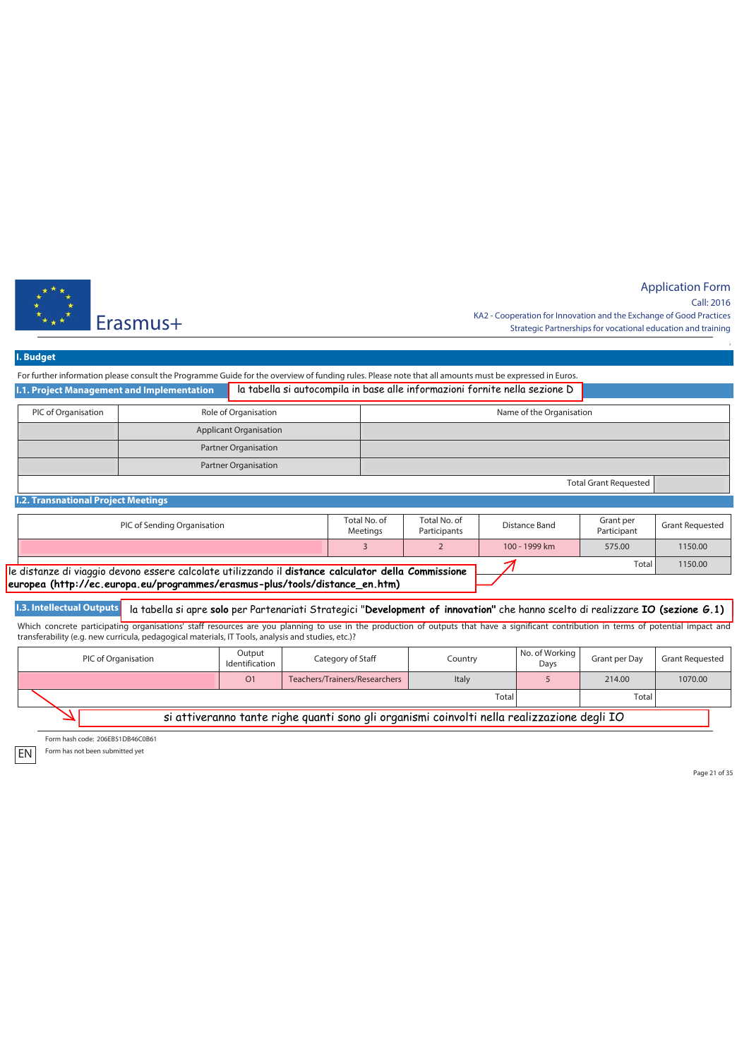Application Form
Call: 2016
KA2 - Cooperation for Innovation and the Exchange of Good Practices
Strategic Partnerships for vocational education and training

# I. Budget

For further information please consult the Programme Guide for the overview of funding rules. Please note that all amounts must be expressed in Euros.

## I.1. Project Management and Implementation

la tabella si autocompila in base alle informazioni fornite nella sezione D

| PIC of Organisation | Role of Organisation | Name of the Organisation |
|---|---|---|
| | Applicant Organisation | |
| | Partner Organisation | |
| | Partner Organisation | |
| | Total Grant Requested | |

## I.2. Transnational Project Meetings

| PIC of Sending Organisation | Total No. of Meetings | Total No. of Participants | Distance Band | Grant per Participant | Grant Requested |
|---|---|---|---|---|---|
| | 3 | 2 | 100 - 1999 km | 575.00 | 1150.00 |
| | | | | Total | 1150.00 |

le distanze di viaggio devono essere calcolate utilizzando il **distance calculator della Commissione europea (http://ec.europa.eu/programmes/erasmus-plus/tools/distance_en.htm)**

## I.3. Intellectual Outputs

la tabella si apre **solo** per Partenariati Strategici "**Development of innovation**" che hanno scelto di realizzare **IO (sezione G.1)**

Which concrete participating organisations' staff resources are you planning to use in the production of outputs that have a significant contribution in terms of potential impact and transferability (e.g. new curricula, pedagogical materials, IT Tools, analysis and studies, etc.)?

| PIC of Organisation | Output Identification | Category of Staff | Country | No. of Working Days | Grant per Day | Grant Requested |
|---|---|---|---|---|---|---|
| | O1 | Teachers/Trainers/Researchers | Italy | 5 | 214.00 | 1070.00 |
| | | | Total | | Total | |

si attiveranno tante righe quanti sono gli organismi coinvolti nella realizzazione degli IO

Form hash code: 206EB51DB46C0B61
Form has not been submitted yet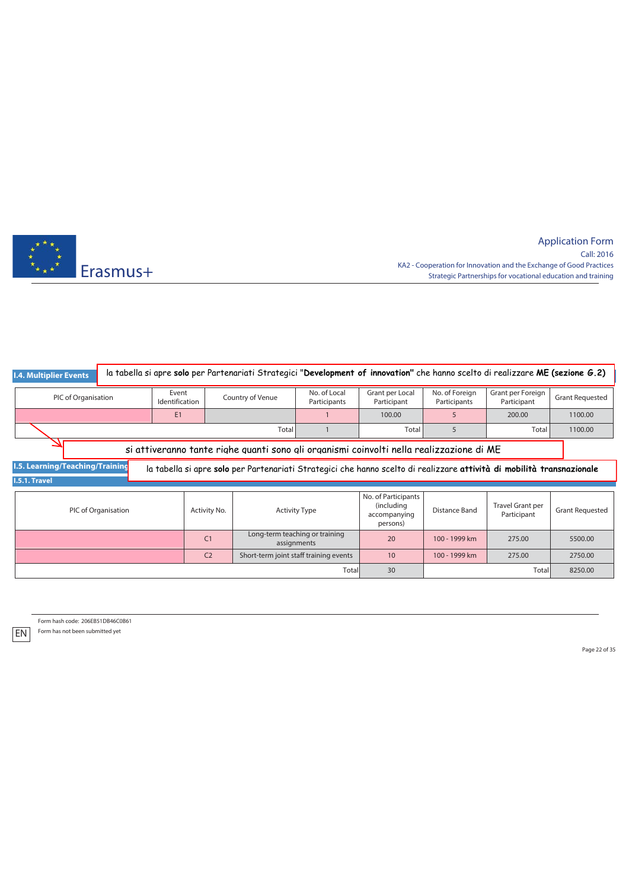### I.4. Multiplier Events

la tabella si apre **solo** per Partenariati Strategici "**Development of innovation"** che hanno scelto di realizzare **ME (sezione G.2)**

| PIC of Organisation | Event Identification | Country of Venue | No. of Local Participants | Grant per Local Participant | No. of Foreign Participants | Grant per Foreign Participant | Grant Requested |
|---|---|---|---|---|---|---|---|
| | E1 | | 1 | 100.00 | 5 | 200.00 | 1100.00 |
| | | Total | 1 | Total | 5 | Total | 1100.00 |

si attiveranno tante righe quanti sono gli organismi coinvolti nella realizzazione di ME

### I.5. Learning/Teaching/Training

la tabella si apre **solo** per Partenariati Strategici che hanno scelto di realizzare **attività di mobilità transnazionale**

#### I.5.1. Travel

| PIC of Organisation | Activity No. | Activity Type | No. of Participants (including accompanying persons) | Distance Band | Travel Grant per Participant | Grant Requested |
|---|---|---|---|---|---|---|
| | C1 | Long-term teaching or training assignments | 20 | 100 - 1999 km | 275.00 | 5500.00 |
| | C2 | Short-term joint staff training events | 10 | 100 - 1999 km | 275.00 | 2750.00 |
| | | Total | 30 | | Total | 8250.00 |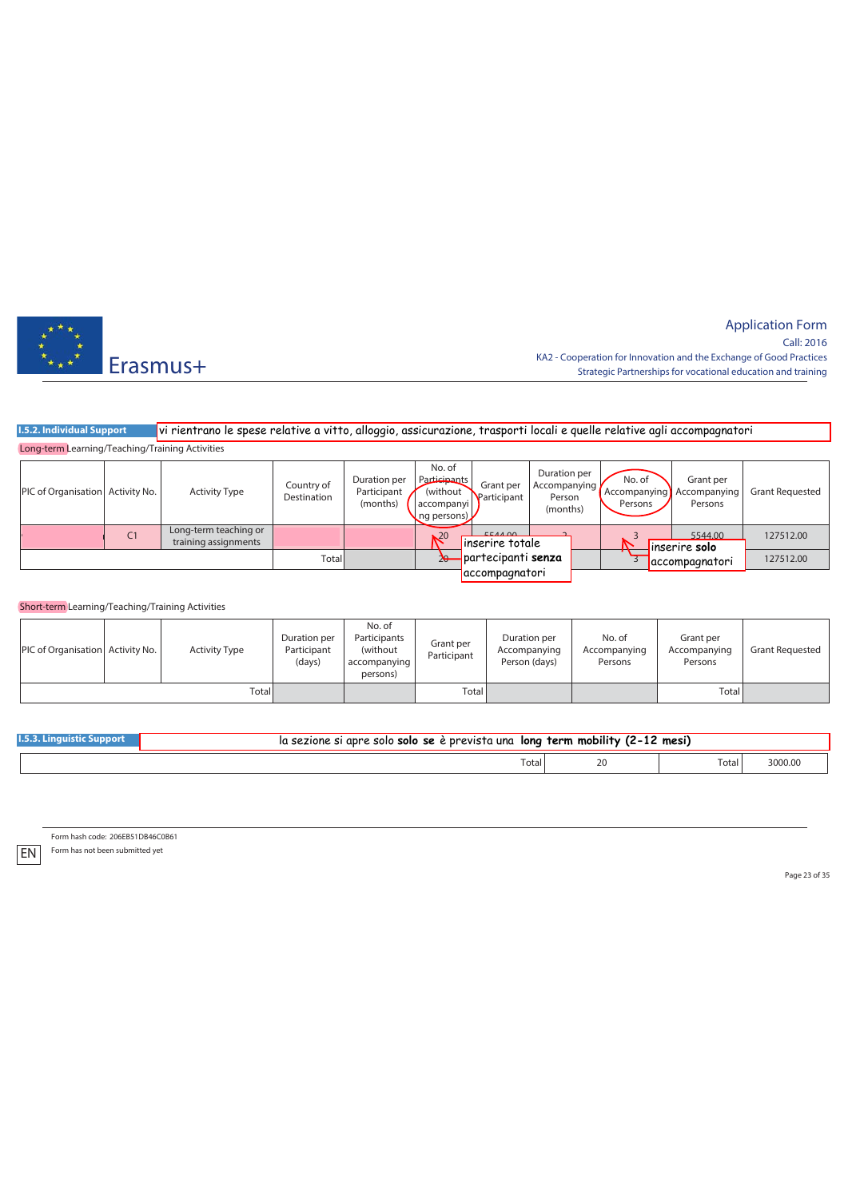**I.5.2. Individual Support** vi rientrano le spese relative a vitto, alloggio, assicurazione, trasporti locali e quelle relative agli accompagnatori

Long-term Learning/Teaching/Training Activities

| PIC of Organisation | Activity No. | Activity Type | Country of Destination | Duration per Participant (months) | No. of Participants (without accompanying persons) | Grant per Participant | Duration per Accompanying Person (months) | No. of Accompanying Persons | Grant per Accompanying Persons | Grant Requested |
|---|---|---|---|---|---|---|---|---|---|---|
| | C1 | Long-term teaching or training assignments | | | 20 | 5544.00 | 2 | 3 | 5544.00 | 127512.00 |
| | | | Total | | 20 | | | 3 | | 127512.00 |

inserire totale partecipanti **senza** accompagnatori

inserire **solo** accompagnatori

Short-term Learning/Teaching/Training Activities

| PIC of Organisation | Activity No. | Activity Type | Duration per Participant (days) | No. of Participants (without accompanying persons) | Grant per Participant | Duration per Accompanying Person (days) | No. of Accompanying Persons | Grant per Accompanying Persons | Grant Requested |
|---|---|---|---|---|---|---|---|---|---|
| | | Total | | | Total | | | Total | |

**I.5.3. Linguistic Support** la sezione si apre solo **solo se** è prevista una **long term mobility (2-12 mesi)**

| | | | |
|---|---|---|---|
| Total | 20 | Total | 3000.00 |

Form hash code: 206EB51DB46C0B61

Form has not been submitted yet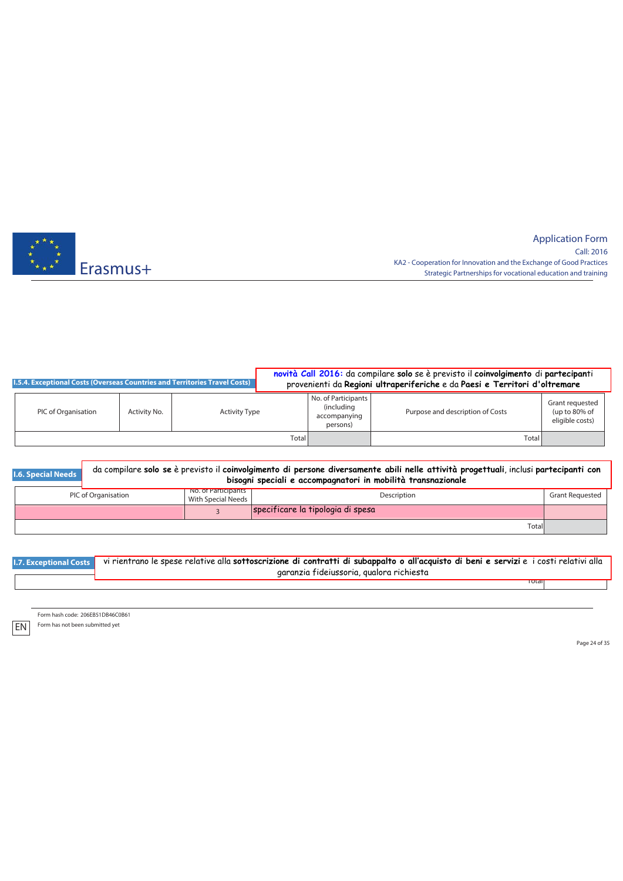### I.5.4. Exceptional Costs (Overseas Countries and Territories Travel Costs)

**novità Call 2016:** da compilare **solo** se è previsto il **coinvolgimento** di **partecipanti** provenienti da **Regioni ultraperiferiche** e da **Paesi e Territori d'oltremare**

| PIC of Organisation | Activity No. | Activity Type | No. of Participants (including accompanying persons) | Purpose and description of Costs | Grant requested (up to 80% of eligible costs) |
|---|---|---|---|---|---|
| | | Total | | Total | |

### I.6. Special Needs

da compilare **solo se** è previsto il **coinvolgimento di persone diversamente abili nelle attività progettuali**, inclusi **partecipanti con bisogni speciali e accompagnatori in mobilità transnazionale**

| PIC of Organisation | No. of Participants With Special Needs | Description | Grant Requested |
|---|---|---|---|
| | 3 | specificare la tipologia di spesa | |
| | | Total | |

### I.7. Exceptional Costs

vi rientrano le spese relative alla **sottoscrizione di contratti di subappalto o all'acquisto di beni e servizi** e i costi relativi alla garanzia fideiussoria, qualora richiesta

| | |
|---|---|
| Total | |

Form hash code: 206EB51DB46C0B61

Form has not been submitted yet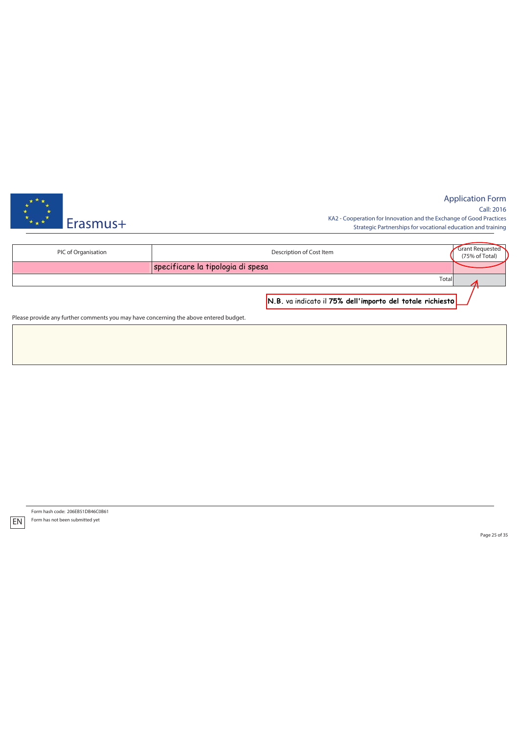| PIC of Organisation | Description of Cost Item | Grant Requested (75% of Total) |
| --- | --- | --- |
| | specificare la tipologia di spesa | |
| | Total | |

N.B. va indicato il **75% dell'importo del totale richiesto**

Please provide any further comments you may have concerning the above entered budget.

Form hash code: 206EB51DB46C0B61

Form has not been submitted yet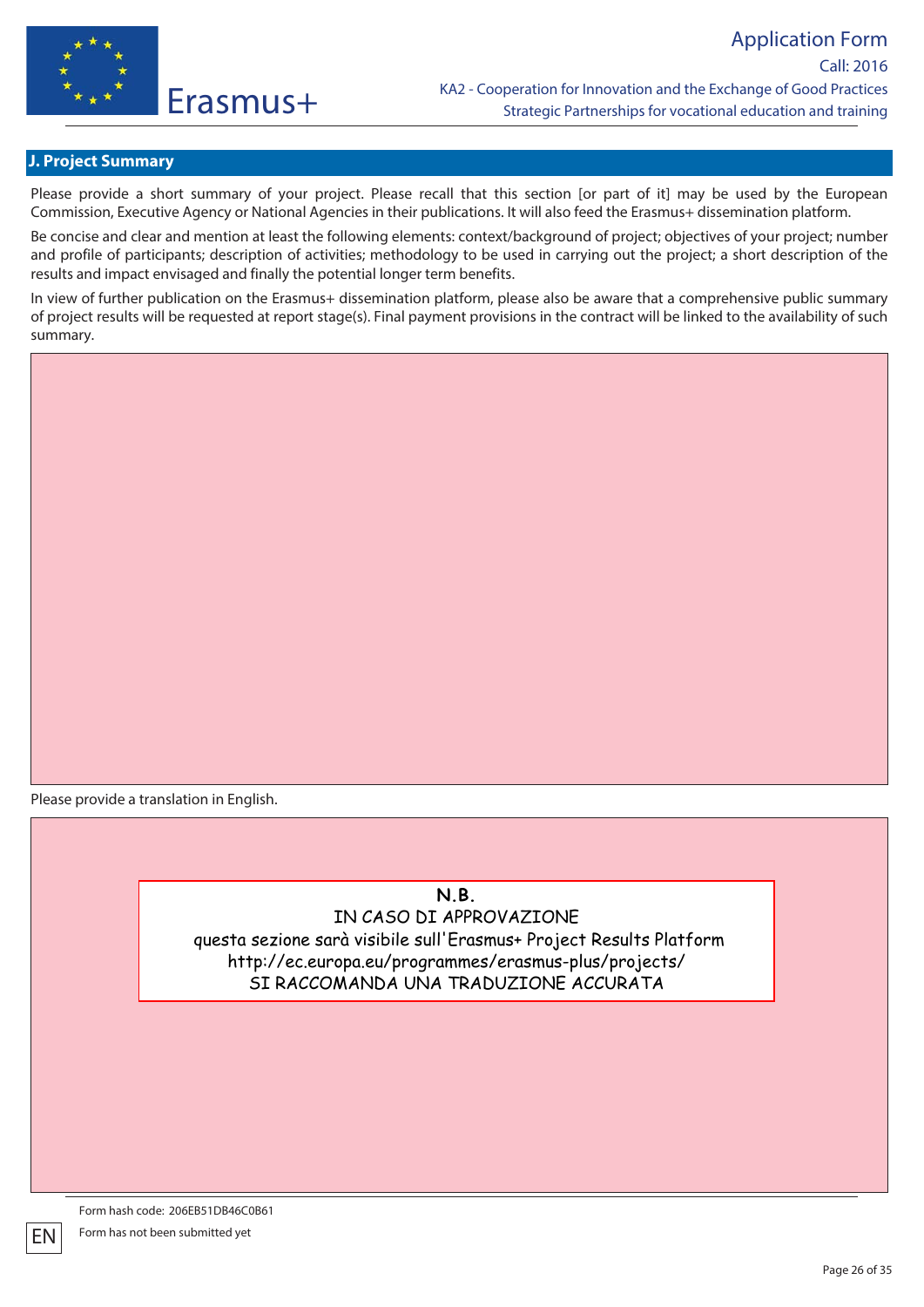## J. Project Summary

Please provide a short summary of your project. Please recall that this section [or part of it] may be used by the European Commission, Executive Agency or National Agencies in their publications. It will also feed the Erasmus+ dissemination platform.

Be concise and clear and mention at least the following elements: context/background of project; objectives of your project; number and profile of participants; description of activities; methodology to be used in carrying out the project; a short description of the results and impact envisaged and finally the potential longer term benefits.

In view of further publication on the Erasmus+ dissemination platform, please also be aware that a comprehensive public summary of project results will be requested at report stage(s). Final payment provisions in the contract will be linked to the availability of such summary.

Please provide a translation in English.

**N.B.**

IN CASO DI APPROVAZIONE

questa sezione sarà visibile sull'Erasmus+ Project Results Platform

http://ec.europa.eu/programmes/erasmus-plus/projects/

SI RACCOMANDA UNA TRADUZIONE ACCURATA

Form hash code: 206EB51DB46C0B61

Form has not been submitted yet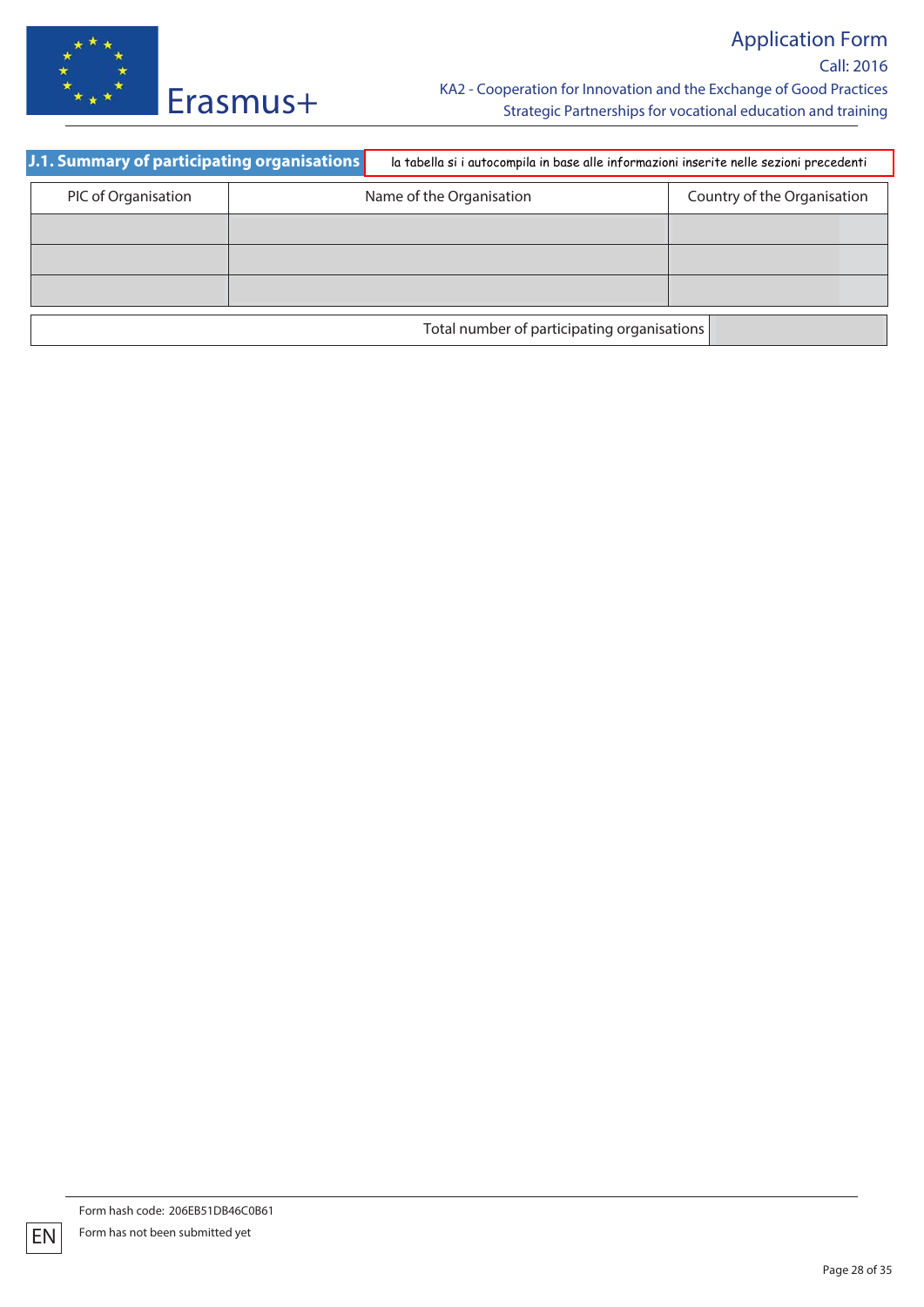## J.1. Summary of participating organisations

la tabella si i autocompila in base alle informazioni inserite nelle sezioni precedenti

| PIC of Organisation | Name of the Organisation | Country of the Organisation |
| --- | --- | --- |
| | | |
| | | |
| | | |

| Total number of participating organisations | |
| --- | --- |

Form hash code: 206EB51DB46C0B61

Form has not been submitted yet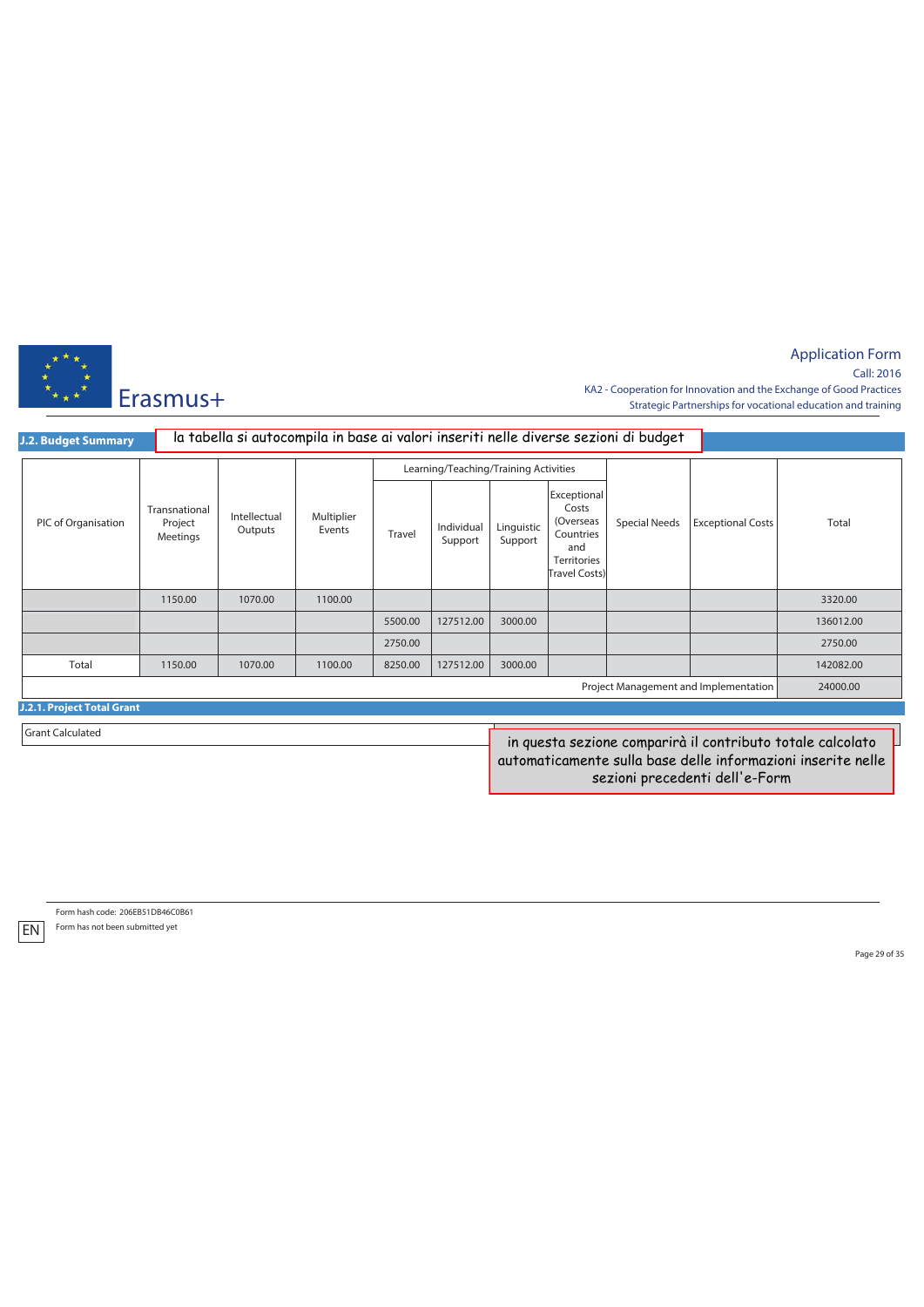## J.2. Budget Summary

la tabella si autocompila in base ai valori inseriti nelle diverse sezioni di budget

| PIC of Organisation | Transnational Project Meetings | Intellectual Outputs | Multiplier Events | Learning/Teaching/Training Activities | | | | Special Needs | Exceptional Costs | Total |
|---|---|---|---|---|---|---|---|---|---|---|
| | | | | Travel | Individual Support | Linguistic Support | Exceptional Costs (Overseas Countries and Territories Travel Costs) | | | |
| | 1150.00 | 1070.00 | 1100.00 | | | | | | | 3320.00 |
| | | | | 5500.00 | 127512.00 | 3000.00 | | | | 136012.00 |
| | | | | 2750.00 | | | | | | 2750.00 |
| Total | 1150.00 | 1070.00 | 1100.00 | 8250.00 | 127512.00 | 3000.00 | | | | 142082.00 |
| | | | | | | | | | Project Management and Implementation | 24000.00 |

### J.2.1. Project Total Grant

| Grant Calculated | |
|---|---|

in questa sezione comparirà il contributo totale calcolato automaticamente sulla base delle informazioni inserite nelle sezioni precedenti dell'e-Form

Form hash code: 206EB51DB46C0B61

Form has not been submitted yet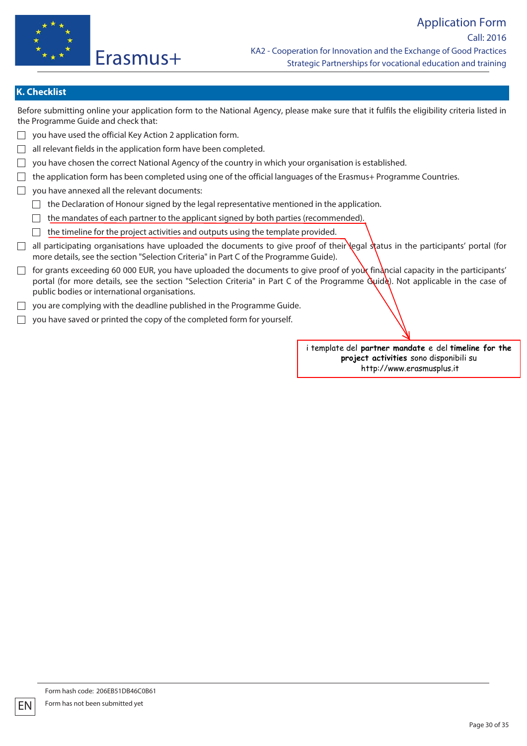## K. Checklist

Before submitting online your application form to the National Agency, please make sure that it fulfils the eligibility criteria listed in the Programme Guide and check that:

- ☐ you have used the official Key Action 2 application form.
- ☐ all relevant fields in the application form have been completed.
- ☐ you have chosen the correct National Agency of the country in which your organisation is established.
- ☐ the application form has been completed using one of the official languages of the Erasmus+ Programme Countries.
- ☐ you have annexed all the relevant documents:
  - ☐ the Declaration of Honour signed by the legal representative mentioned in the application.
  - ☐ the mandates of each partner to the applicant signed by both parties (recommended).
  - ☐ the timeline for the project activities and outputs using the template provided.
- ☐ all participating organisations have uploaded the documents to give proof of their legal status in the participants' portal (for more details, see the section "Selection Criteria" in Part C of the Programme Guide).
- ☐ for grants exceeding 60 000 EUR, you have uploaded the documents to give proof of your financial capacity in the participants' portal (for more details, see the section "Selection Criteria" in Part C of the Programme Guide). Not applicable in the case of public bodies or international organisations.
- ☐ you are complying with the deadline published in the Programme Guide.
- ☐ you have saved or printed the copy of the completed form for yourself.

i template del **partner mandate** e del **timeline for the project activities** sono disponibili su http://www.erasmusplus.it

Form hash code: 206EB51DB46C0B61

Form has not been submitted yet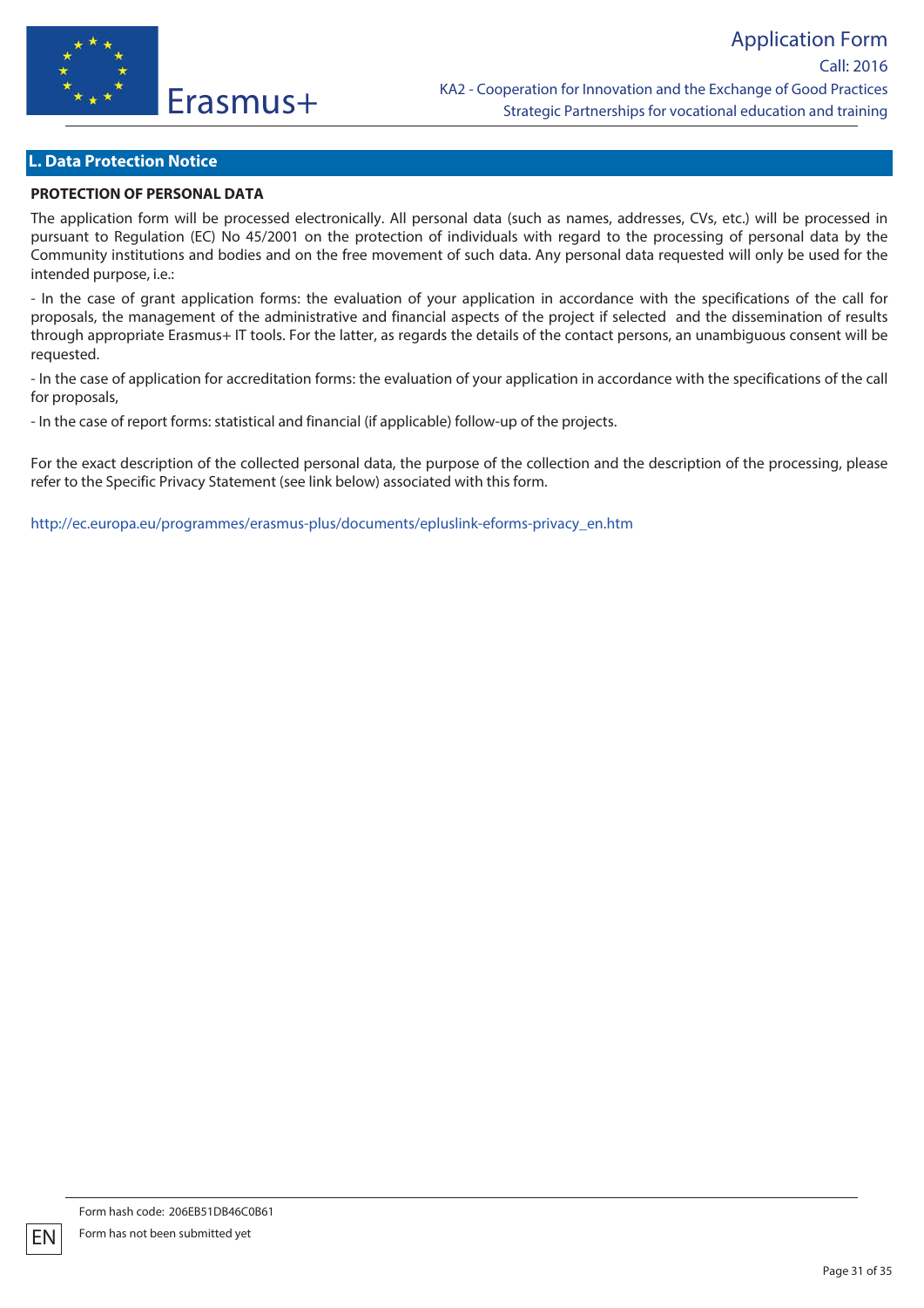## L. Data Protection Notice

**PROTECTION OF PERSONAL DATA**

The application form will be processed electronically. All personal data (such as names, addresses, CVs, etc.) will be processed in pursuant to Regulation (EC) No 45/2001 on the protection of individuals with regard to the processing of personal data by the Community institutions and bodies and on the free movement of such data. Any personal data requested will only be used for the intended purpose, i.e.:

- In the case of grant application forms: the evaluation of your application in accordance with the specifications of the call for proposals, the management of the administrative and financial aspects of the project if selected and the dissemination of results through appropriate Erasmus+ IT tools. For the latter, as regards the details of the contact persons, an unambiguous consent will be requested.

- In the case of application for accreditation forms: the evaluation of your application in accordance with the specifications of the call for proposals,

- In the case of report forms: statistical and financial (if applicable) follow-up of the projects.

For the exact description of the collected personal data, the purpose of the collection and the description of the processing, please refer to the Specific Privacy Statement (see link below) associated with this form.

http://ec.europa.eu/programmes/erasmus-plus/documents/epluslink-eforms-privacy_en.htm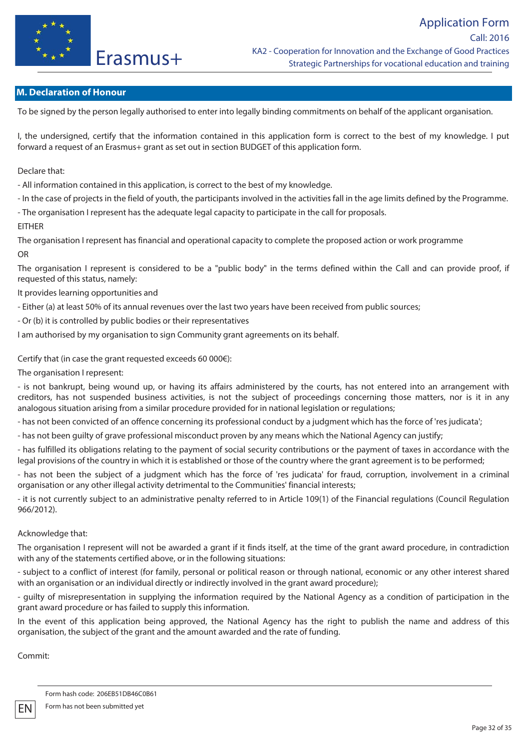## M. Declaration of Honour

To be signed by the person legally authorised to enter into legally binding commitments on behalf of the applicant organisation.

I, the undersigned, certify that the information contained in this application form is correct to the best of my knowledge. I put forward a request of an Erasmus+ grant as set out in section BUDGET of this application form.

Declare that:

- All information contained in this application, is correct to the best of my knowledge.
- In the case of projects in the field of youth, the participants involved in the activities fall in the age limits defined by the Programme.
- The organisation I represent has the adequate legal capacity to participate in the call for proposals.

EITHER

The organisation I represent has financial and operational capacity to complete the proposed action or work programme

OR

The organisation I represent is considered to be a "public body" in the terms defined within the Call and can provide proof, if requested of this status, namely:

It provides learning opportunities and

- Either (a) at least 50% of its annual revenues over the last two years have been received from public sources;
- Or (b) it is controlled by public bodies or their representatives

I am authorised by my organisation to sign Community grant agreements on its behalf.

Certify that (in case the grant requested exceeds 60 000€):

The organisation I represent:

- is not bankrupt, being wound up, or having its affairs administered by the courts, has not entered into an arrangement with creditors, has not suspended business activities, is not the subject of proceedings concerning those matters, nor is it in any analogous situation arising from a similar procedure provided for in national legislation or regulations;
- has not been convicted of an offence concerning its professional conduct by a judgment which has the force of 'res judicata';
- has not been guilty of grave professional misconduct proven by any means which the National Agency can justify;
- has fulfilled its obligations relating to the payment of social security contributions or the payment of taxes in accordance with the legal provisions of the country in which it is established or those of the country where the grant agreement is to be performed;
- has not been the subject of a judgment which has the force of 'res judicata' for fraud, corruption, involvement in a criminal organisation or any other illegal activity detrimental to the Communities' financial interests;
- it is not currently subject to an administrative penalty referred to in Article 109(1) of the Financial regulations (Council Regulation 966/2012).

Acknowledge that:

The organisation I represent will not be awarded a grant if it finds itself, at the time of the grant award procedure, in contradiction with any of the statements certified above, or in the following situations:

- subject to a conflict of interest (for family, personal or political reason or through national, economic or any other interest shared with an organisation or an individual directly or indirectly involved in the grant award procedure);
- guilty of misrepresentation in supplying the information required by the National Agency as a condition of participation in the grant award procedure or has failed to supply this information.

In the event of this application being approved, the National Agency has the right to publish the name and address of this organisation, the subject of the grant and the amount awarded and the rate of funding.

Commit: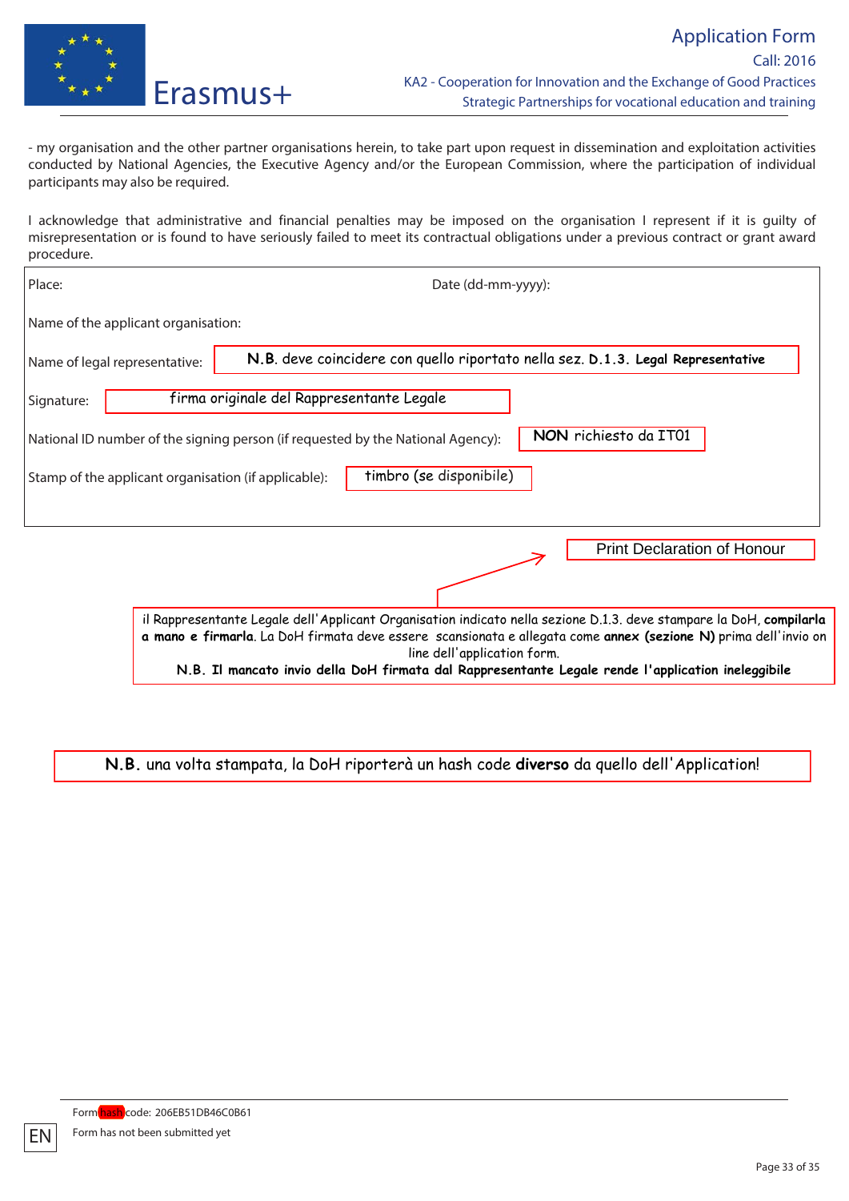- my organisation and the other partner organisations herein, to take part upon request in dissemination and exploitation activities conducted by National Agencies, the Executive Agency and/or the European Commission, where the participation of individual participants may also be required.

I acknowledge that administrative and financial penalties may be imposed on the organisation I represent if it is guilty of misrepresentation or is found to have seriously failed to meet its contractual obligations under a previous contract or grant award procedure.

Place: Date (dd-mm-yyyy):

Name of the applicant organisation:

Name of legal representative: **N.B.** deve coincidere con quello riportato nella sez. **D.1.3. Legal Representative**

Signature: firma originale del Rappresentante Legale

National ID number of the signing person (if requested by the National Agency): **NON** richiesto da IT01

Stamp of the applicant organisation (if applicable): timbro (se disponibile)

Print Declaration of Honour

il Rappresentante Legale dell'Applicant Organisation indicato nella sezione D.1.3. deve stampare la DoH, **compilarla a mano e firmarla**. La DoH firmata deve essere scansionata e allegata come **annex (sezione N)** prima dell'invio on line dell'application form.
**N.B. Il mancato invio della DoH firmata dal Rappresentante Legale rende l'application ineleggibile**

**N.B.** una volta stampata, la DoH riporterà un hash code **diverso** da quello dell'Application!

Form hash code: 206EB51DB46C0B61

Form has not been submitted yet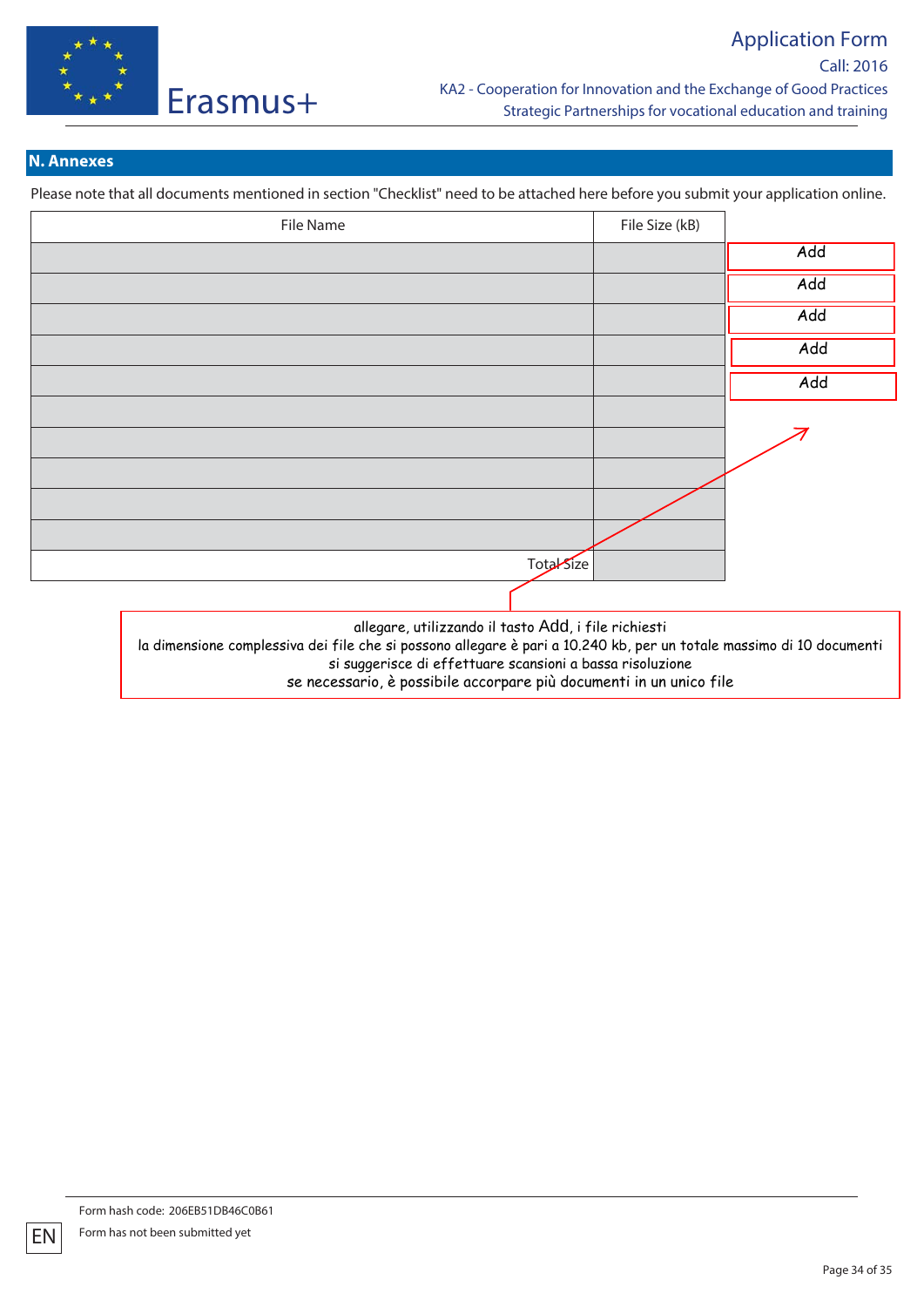## N. Annexes

Please note that all documents mentioned in section "Checklist" need to be attached here before you submit your application online.

| File Name | File Size (kB) | |
|---|---|---|
| | | Add |
| | | Add |
| | | Add |
| | | Add |
| | | Add |
| | | |
| | | |
| | | |
| | | |
| | | |
| Total Size | | |

allegare, utilizzando il tasto Add, i file richiesti
la dimensione complessiva dei file che si possono allegare è pari a 10.240 kb, per un totale massimo di 10 documenti
si suggerisce di effettuare scansioni a bassa risoluzione
se necessario, è possibile accorpare più documenti in un unico file

Form hash code: 206EB51DB46C0B61

Form has not been submitted yet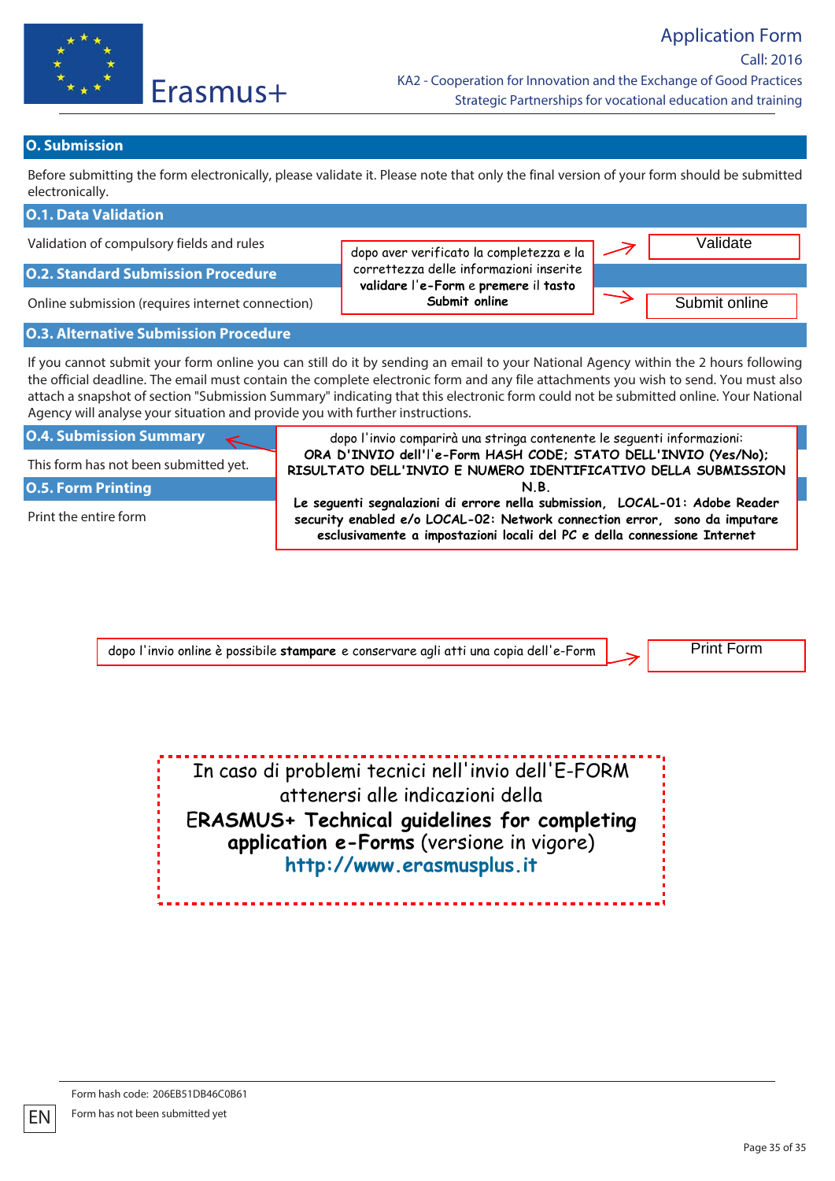# O. Submission

Before submitting the form electronically, please validate it. Please note that only the final version of your form should be submitted electronically.

## O.1. Data Validation

Validation of compulsory fields and rules

dopo aver verificato la completezza e la correttezza delle informazioni inserite **validare** l'**e-Form** e **premere** il **tasto Submit online**

Validate

## O.2. Standard Submission Procedure

Online submission (requires internet connection)

Submit online

## O.3. Alternative Submission Procedure

If you cannot submit your form online you can still do it by sending an email to your National Agency within the 2 hours following the official deadline. The email must contain the complete electronic form and any file attachments you wish to send. You must also attach a snapshot of section "Submission Summary" indicating that this electronic form could not be submitted online. Your National Agency will analyse your situation and provide you with further instructions.

## O.4. Submission Summary

This form has not been submitted yet.

dopo l'invio comparirà una stringa contenente le seguenti informazioni:
**ORA D'INVIO dell'l'e-Form HASH CODE; STATO DELL'INVIO (Yes/No); RISULTATO DELL'INVIO E NUMERO IDENTIFICATIVO DELLA SUBMISSION**
**N.B.**
**Le seguenti segnalazioni di errore nella submission, LOCAL-01: Adobe Reader security enabled e/o LOCAL-02: Network connection error, sono da imputare esclusivamente a impostazioni locali del PC e della connessione Internet**

## O.5. Form Printing

Print the entire form

dopo l'invio online è possibile **stampare** e conservare agli atti una copia dell'e-Form

Print Form

In caso di problemi tecnici nell'invio dell'E-FORM attenersi alle indicazioni della
**ERASMUS+ Technical guidelines for completing application e-Forms** (versione in vigore)
**http://www.erasmusplus.it**

Form hash code: 206EB51DB46C0B61

Form has not been submitted yet